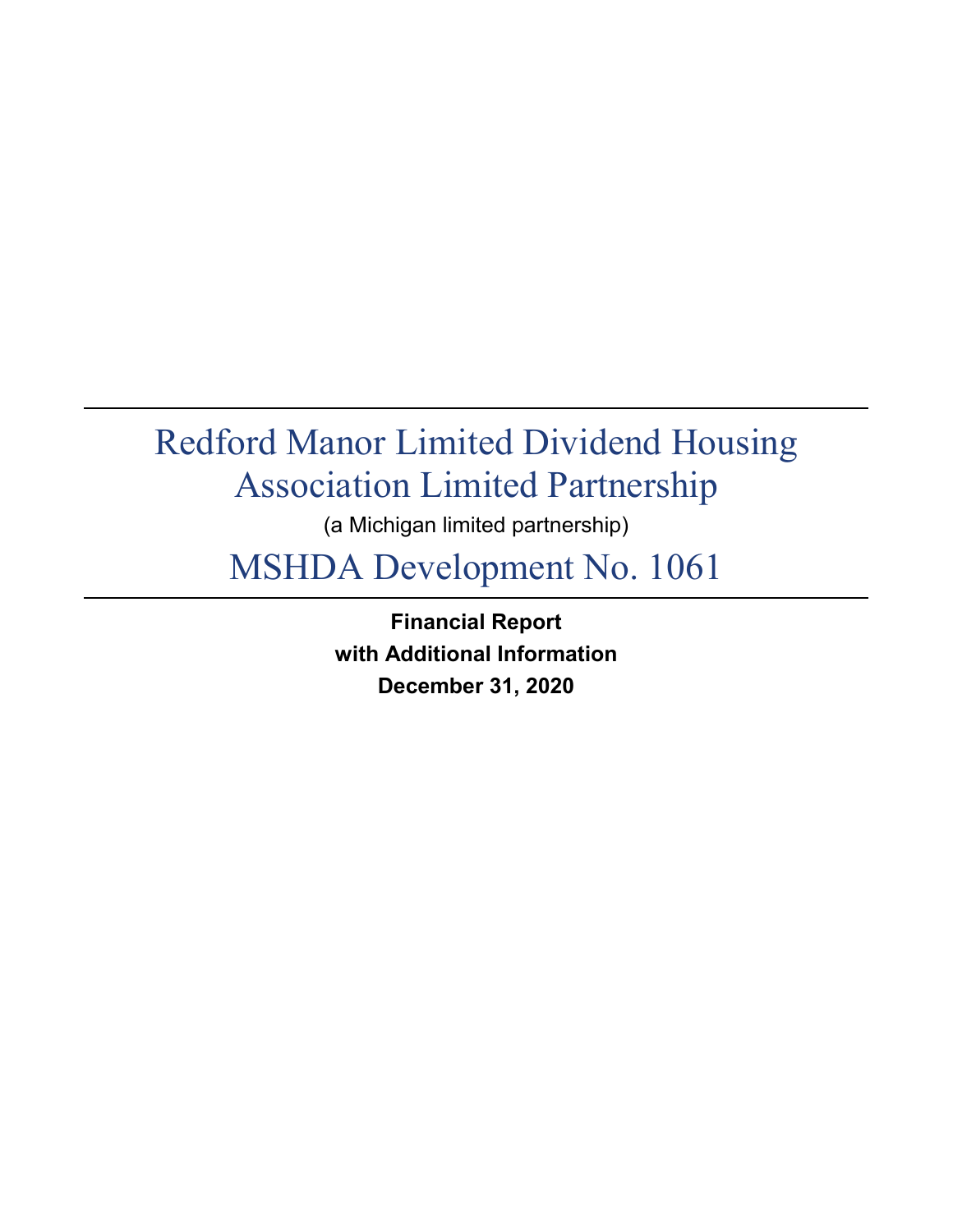# Redford Manor Limited Dividend Housing Association Limited Partnership

(a Michigan limited partnership)

# MSHDA Development No. 1061

**Financial Report**
**with Additional Information**
**December 31, 2020**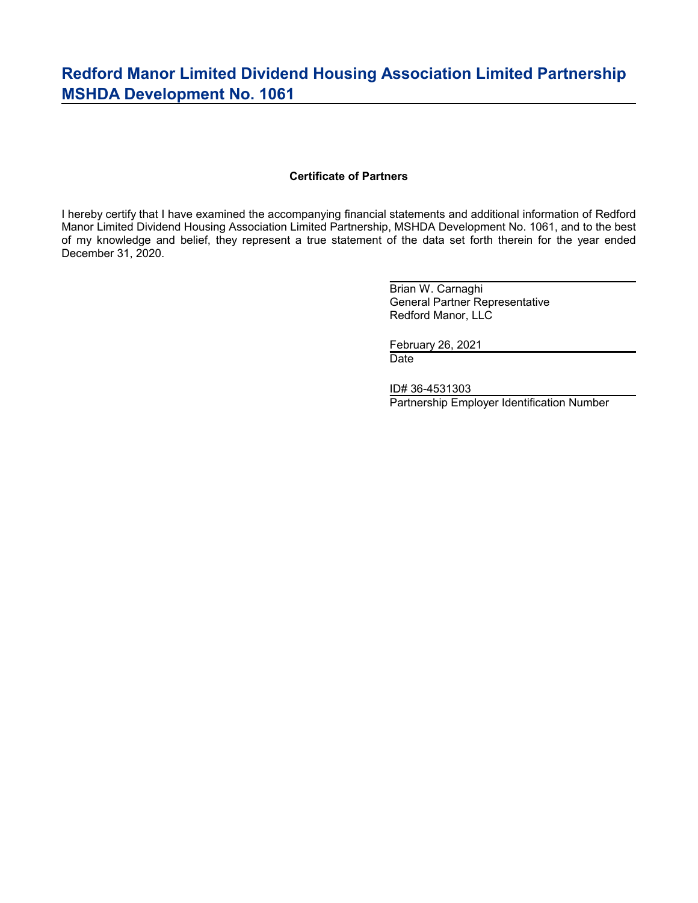# Redford Manor Limited Dividend Housing Association Limited Partnership
# MSHDA Development No. 1061

**Certificate of Partners**

I hereby certify that I have examined the accompanying financial statements and additional information of Redford Manor Limited Dividend Housing Association Limited Partnership, MSHDA Development No. 1061, and to the best of my knowledge and belief, they represent a true statement of the data set forth therein for the year ended December 31, 2020.

Brian W. Carnaghi
General Partner Representative
Redford Manor, LLC

February 26, 2021
Date

ID# 36-4531303
Partnership Employer Identification Number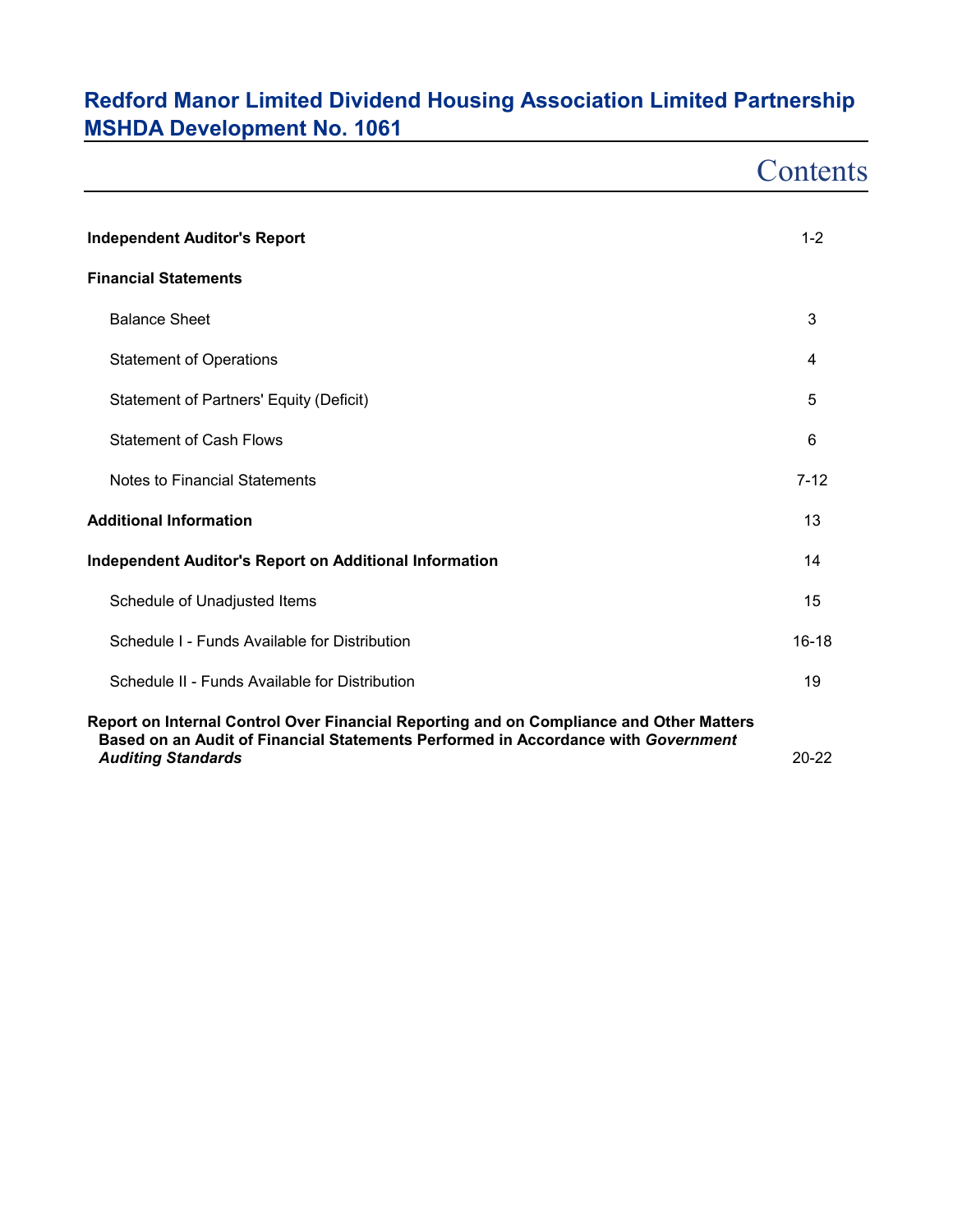# Redford Manor Limited Dividend Housing Association Limited Partnership
# MSHDA Development No. 1061

## Contents

| | |
|---|---|
| **Independent Auditor's Report** | 1-2 |
| **Financial Statements** | |
| Balance Sheet | 3 |
| Statement of Operations | 4 |
| Statement of Partners' Equity (Deficit) | 5 |
| Statement of Cash Flows | 6 |
| Notes to Financial Statements | 7-12 |
| **Additional Information** | 13 |
| **Independent Auditor's Report on Additional Information** | 14 |
| Schedule of Unadjusted Items | 15 |
| Schedule I - Funds Available for Distribution | 16-18 |
| Schedule II - Funds Available for Distribution | 19 |
| **Report on Internal Control Over Financial Reporting and on Compliance and Other Matters Based on an Audit of Financial Statements Performed in Accordance with *Government Auditing Standards*** | 20-22 |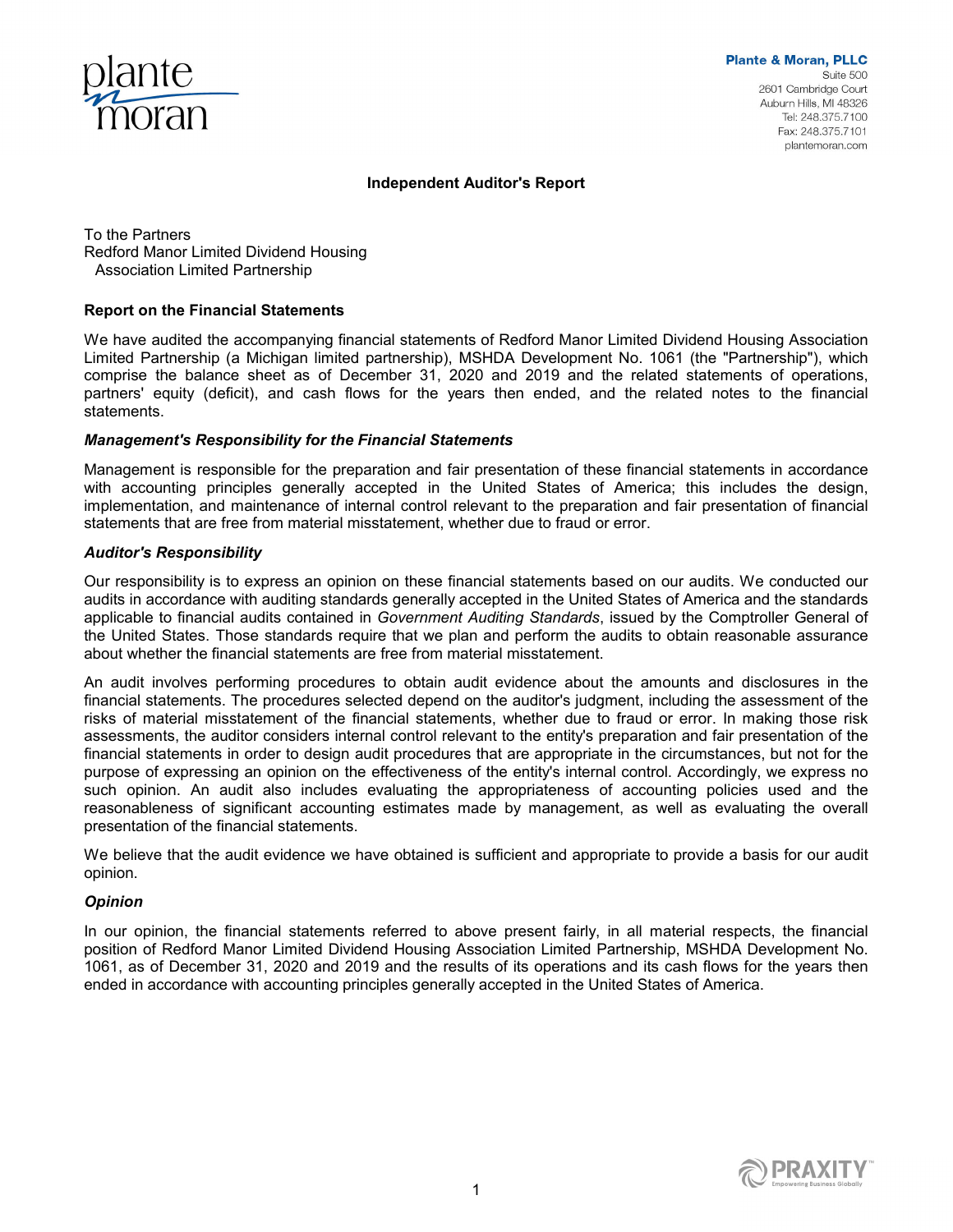**Plante & Moran, PLLC**
Suite 500
2601 Cambridge Court
Auburn Hills, MI 48326
Tel: 248.375.7100
Fax: 248.375.7101
plantemoran.com

## Independent Auditor's Report

To the Partners
Redford Manor Limited Dividend Housing
Association Limited Partnership

### Report on the Financial Statements

We have audited the accompanying financial statements of Redford Manor Limited Dividend Housing Association Limited Partnership (a Michigan limited partnership), MSHDA Development No. 1061 (the "Partnership"), which comprise the balance sheet as of December 31, 2020 and 2019 and the related statements of operations, partners' equity (deficit), and cash flows for the years then ended, and the related notes to the financial statements.

#### *Management's Responsibility for the Financial Statements*

Management is responsible for the preparation and fair presentation of these financial statements in accordance with accounting principles generally accepted in the United States of America; this includes the design, implementation, and maintenance of internal control relevant to the preparation and fair presentation of financial statements that are free from material misstatement, whether due to fraud or error.

#### *Auditor's Responsibility*

Our responsibility is to express an opinion on these financial statements based on our audits. We conducted our audits in accordance with auditing standards generally accepted in the United States of America and the standards applicable to financial audits contained in *Government Auditing Standards*, issued by the Comptroller General of the United States. Those standards require that we plan and perform the audits to obtain reasonable assurance about whether the financial statements are free from material misstatement.

An audit involves performing procedures to obtain audit evidence about the amounts and disclosures in the financial statements. The procedures selected depend on the auditor's judgment, including the assessment of the risks of material misstatement of the financial statements, whether due to fraud or error. In making those risk assessments, the auditor considers internal control relevant to the entity's preparation and fair presentation of the financial statements in order to design audit procedures that are appropriate in the circumstances, but not for the purpose of expressing an opinion on the effectiveness of the entity's internal control. Accordingly, we express no such opinion. An audit also includes evaluating the appropriateness of accounting policies used and the reasonableness of significant accounting estimates made by management, as well as evaluating the overall presentation of the financial statements.

We believe that the audit evidence we have obtained is sufficient and appropriate to provide a basis for our audit opinion.

#### *Opinion*

In our opinion, the financial statements referred to above present fairly, in all material respects, the financial position of Redford Manor Limited Dividend Housing Association Limited Partnership, MSHDA Development No. 1061, as of December 31, 2020 and 2019 and the results of its operations and its cash flows for the years then ended in accordance with accounting principles generally accepted in the United States of America.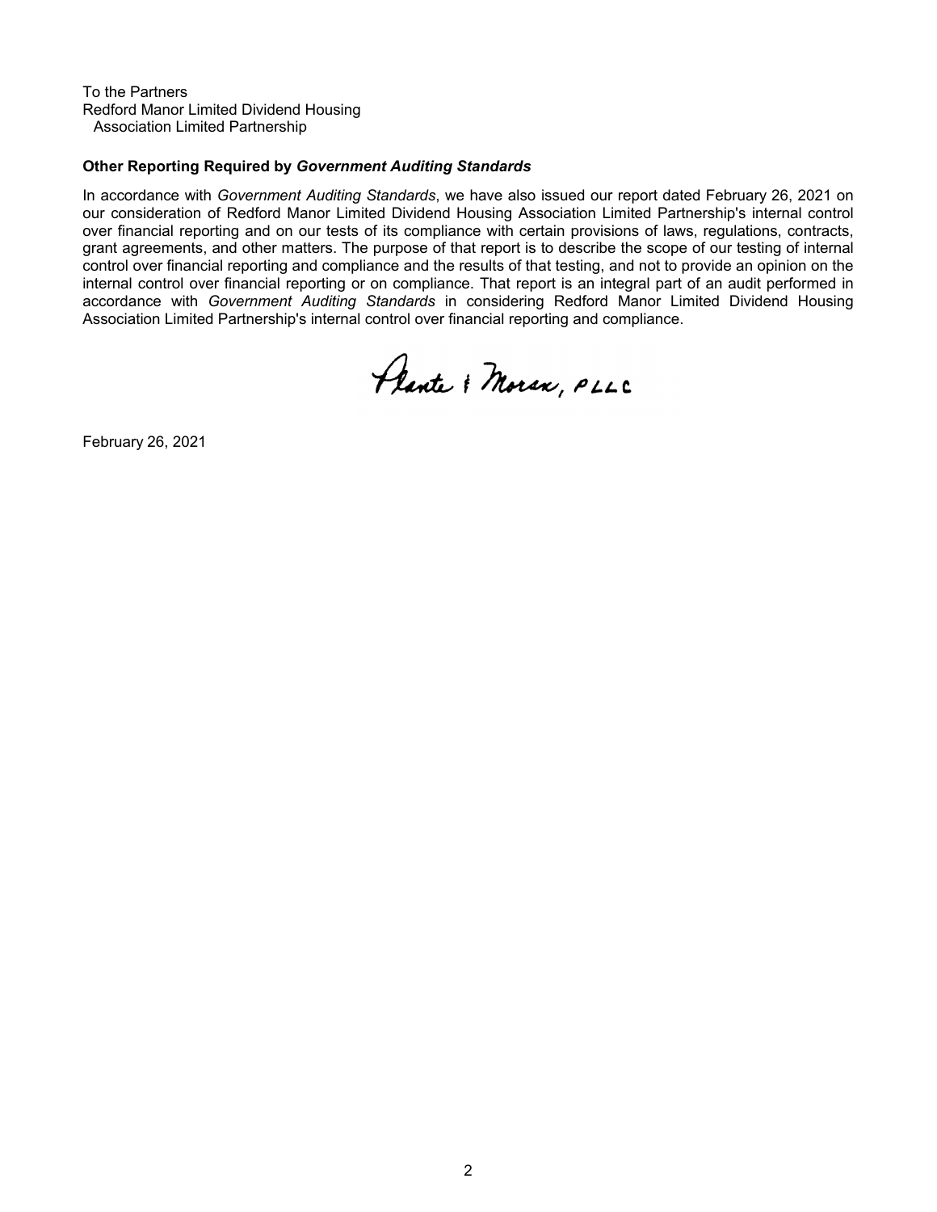To the Partners
Redford Manor Limited Dividend Housing
  Association Limited Partnership

**Other Reporting Required by *Government Auditing Standards***

In accordance with *Government Auditing Standards*, we have also issued our report dated February 26, 2021 on our consideration of Redford Manor Limited Dividend Housing Association Limited Partnership's internal control over financial reporting and on our tests of its compliance with certain provisions of laws, regulations, contracts, grant agreements, and other matters. The purpose of that report is to describe the scope of our testing of internal control over financial reporting and compliance and the results of that testing, and not to provide an opinion on the internal control over financial reporting or on compliance. That report is an integral part of an audit performed in accordance with *Government Auditing Standards* in considering Redford Manor Limited Dividend Housing Association Limited Partnership's internal control over financial reporting and compliance.

Plante & Moran, PLLC

February 26, 2021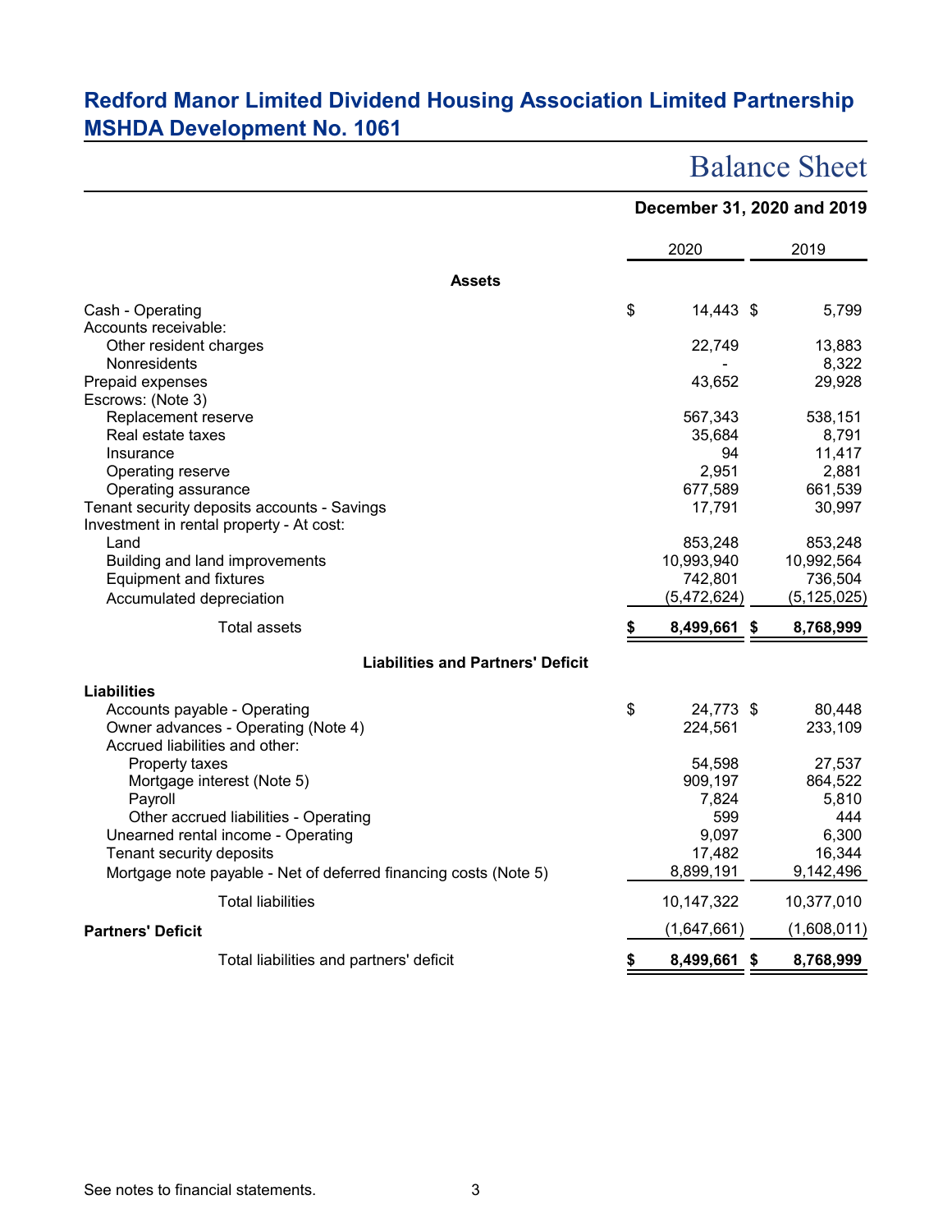# Redford Manor Limited Dividend Housing Association Limited Partnership
# MSHDA Development No. 1061

## Balance Sheet

**December 31, 2020 and 2019**

| | 2020 | 2019 |
|---|---|---|
| **Assets** | | |
| Cash - Operating | $ 14,443 | $ 5,799 |
| Accounts receivable: | | |
| Other resident charges | 22,749 | 13,883 |
| Nonresidents | - | 8,322 |
| Prepaid expenses | 43,652 | 29,928 |
| Escrows: (Note 3) | | |
| Replacement reserve | 567,343 | 538,151 |
| Real estate taxes | 35,684 | 8,791 |
| Insurance | 94 | 11,417 |
| Operating reserve | 2,951 | 2,881 |
| Operating assurance | 677,589 | 661,539 |
| Tenant security deposits accounts - Savings | 17,791 | 30,997 |
| Investment in rental property - At cost: | | |
| Land | 853,248 | 853,248 |
| Building and land improvements | 10,993,940 | 10,992,564 |
| Equipment and fixtures | 742,801 | 736,504 |
| Accumulated depreciation | (5,472,624) | (5,125,025) |
| Total assets | **$ 8,499,661** | **$ 8,768,999** |
| **Liabilities and Partners' Deficit** | | |
| **Liabilities** | | |
| Accounts payable - Operating | $ 24,773 | $ 80,448 |
| Owner advances - Operating (Note 4) | 224,561 | 233,109 |
| Accrued liabilities and other: | | |
| Property taxes | 54,598 | 27,537 |
| Mortgage interest (Note 5) | 909,197 | 864,522 |
| Payroll | 7,824 | 5,810 |
| Other accrued liabilities - Operating | 599 | 444 |
| Unearned rental income - Operating | 9,097 | 6,300 |
| Tenant security deposits | 17,482 | 16,344 |
| Mortgage note payable - Net of deferred financing costs (Note 5) | 8,899,191 | 9,142,496 |
| Total liabilities | 10,147,322 | 10,377,010 |
| **Partners' Deficit** | (1,647,661) | (1,608,011) |
| Total liabilities and partners' deficit | **$ 8,499,661** | **$ 8,768,999** |

See notes to financial statements.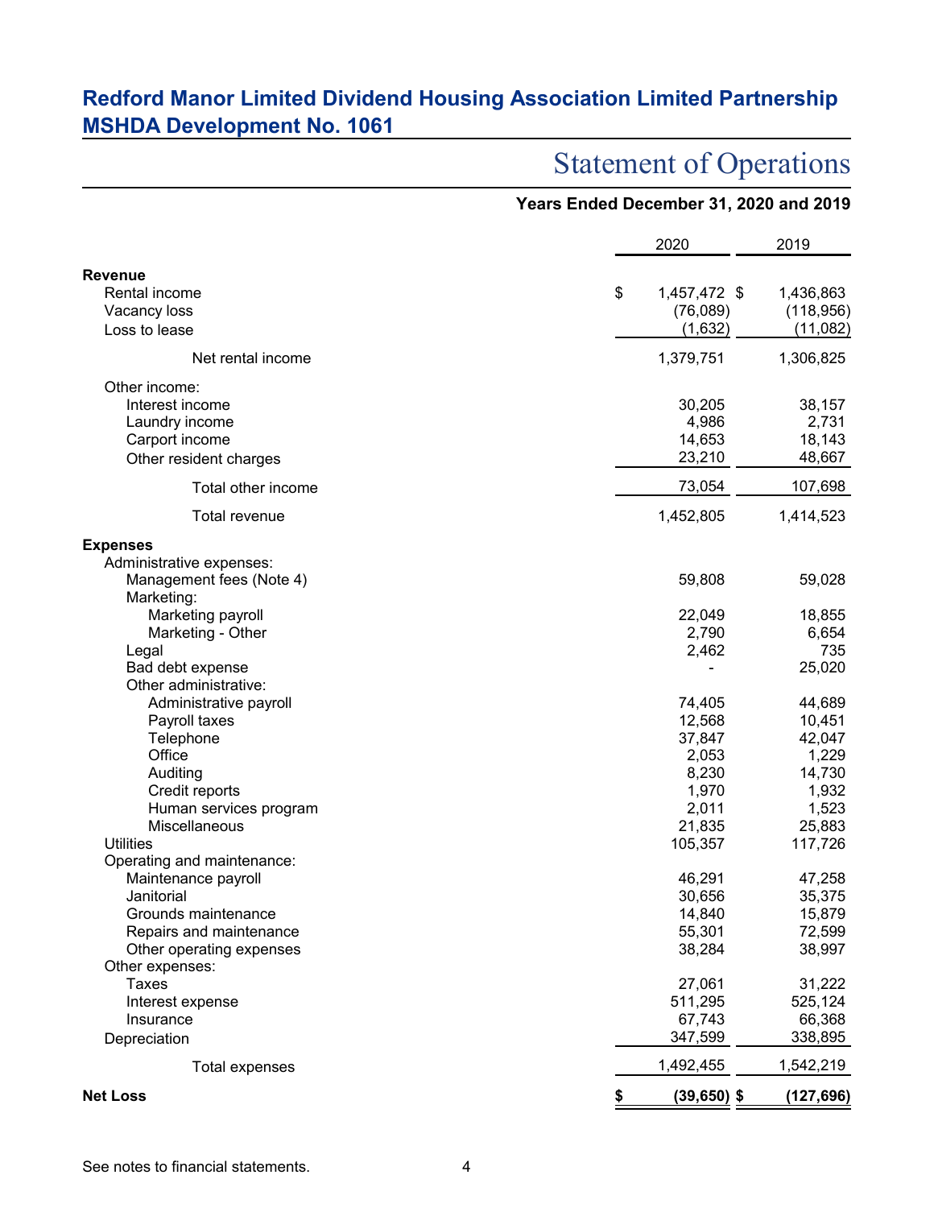# Redford Manor Limited Dividend Housing Association Limited Partnership
## MSHDA Development No. 1061

## Statement of Operations

**Years Ended December 31, 2020 and 2019**

| | 2020 | 2019 |
|---|---|---|
| **Revenue** | | |
| Rental income | $ 1,457,472 | $ 1,436,863 |
| Vacancy loss | (76,089) | (118,956) |
| Loss to lease | (1,632) | (11,082) |
| Net rental income | 1,379,751 | 1,306,825 |
| Other income: | | |
| Interest income | 30,205 | 38,157 |
| Laundry income | 4,986 | 2,731 |
| Carport income | 14,653 | 18,143 |
| Other resident charges | 23,210 | 48,667 |
| Total other income | 73,054 | 107,698 |
| Total revenue | 1,452,805 | 1,414,523 |
| **Expenses** | | |
| Administrative expenses: | | |
| Management fees (Note 4) | 59,808 | 59,028 |
| Marketing: | | |
| Marketing payroll | 22,049 | 18,855 |
| Marketing - Other | 2,790 | 6,654 |
| Legal | 2,462 | 735 |
| Bad debt expense | - | 25,020 |
| Other administrative: | | |
| Administrative payroll | 74,405 | 44,689 |
| Payroll taxes | 12,568 | 10,451 |
| Telephone | 37,847 | 42,047 |
| Office | 2,053 | 1,229 |
| Auditing | 8,230 | 14,730 |
| Credit reports | 1,970 | 1,932 |
| Human services program | 2,011 | 1,523 |
| Miscellaneous | 21,835 | 25,883 |
| Utilities | 105,357 | 117,726 |
| Operating and maintenance: | | |
| Maintenance payroll | 46,291 | 47,258 |
| Janitorial | 30,656 | 35,375 |
| Grounds maintenance | 14,840 | 15,879 |
| Repairs and maintenance | 55,301 | 72,599 |
| Other operating expenses | 38,284 | 38,997 |
| Other expenses: | | |
| Taxes | 27,061 | 31,222 |
| Interest expense | 511,295 | 525,124 |
| Insurance | 67,743 | 66,368 |
| Depreciation | 347,599 | 338,895 |
| Total expenses | 1,492,455 | 1,542,219 |
| **Net Loss** | **$ (39,650)** | **$ (127,696)** |

See notes to financial statements.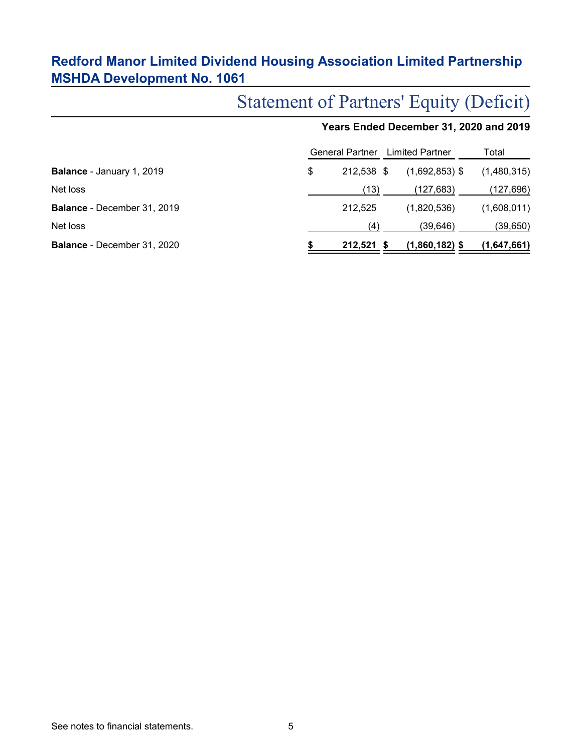# Redford Manor Limited Dividend Housing Association Limited Partnership
# MSHDA Development No. 1061

## Statement of Partners' Equity (Deficit)

**Years Ended December 31, 2020 and 2019**

| | General Partner | Limited Partner | Total |
|---|---|---|---|
| **Balance** - January 1, 2019 | $ 212,538 | $ (1,692,853) | $ (1,480,315) |
| Net loss | (13) | (127,683) | (127,696) |
| **Balance** - December 31, 2019 | 212,525 | (1,820,536) | (1,608,011) |
| Net loss | (4) | (39,646) | (39,650) |
| **Balance** - December 31, 2020 | **$ 212,521** | **$ (1,860,182)** | **$ (1,647,661)** |

See notes to financial statements.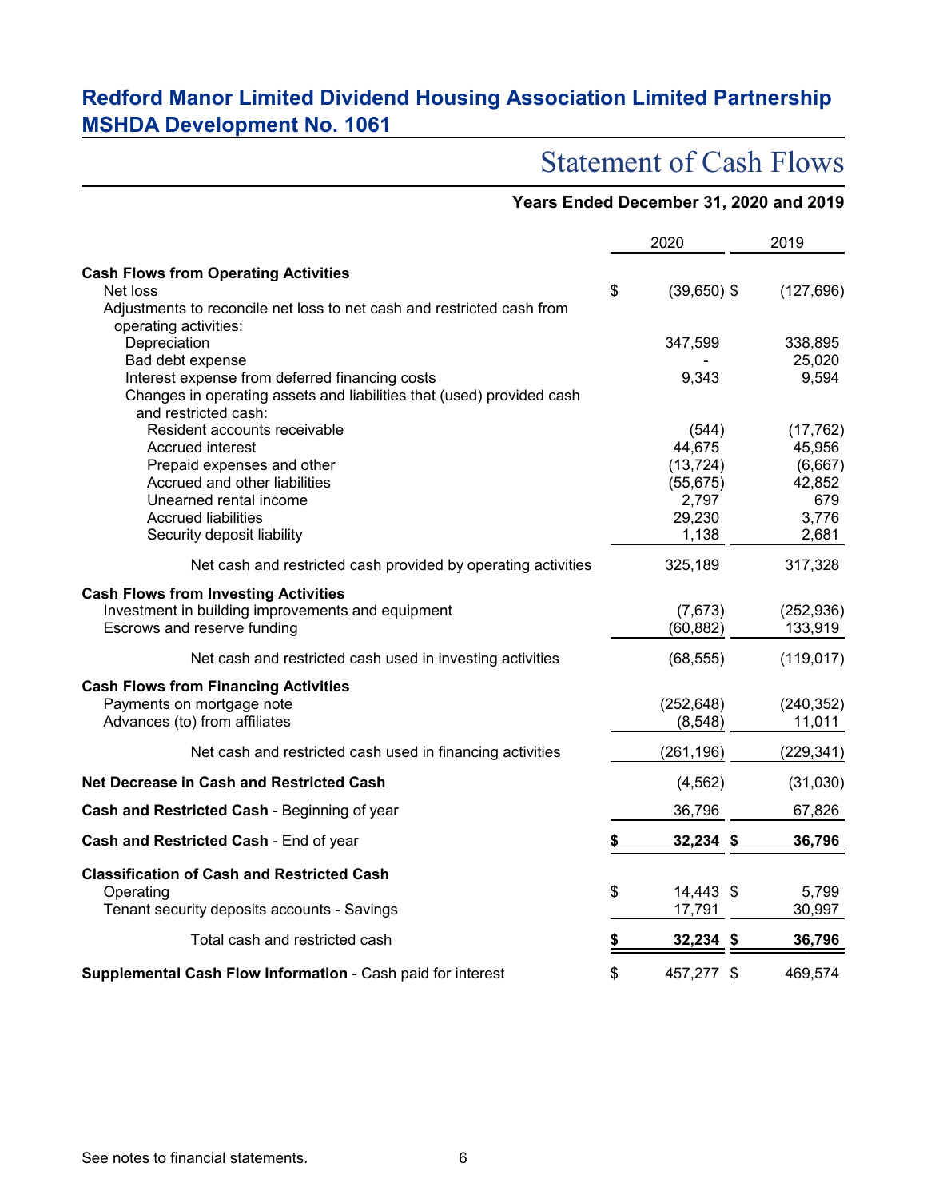# Redford Manor Limited Dividend Housing Association Limited Partnership
# MSHDA Development No. 1061

## Statement of Cash Flows

### Years Ended December 31, 2020 and 2019

| | 2020 | 2019 |
|---|---|---|
| **Cash Flows from Operating Activities** | | |
| Net loss | $ (39,650) | $ (127,696) |
| Adjustments to reconcile net loss to net cash and restricted cash from operating activities: | | |
| Depreciation | 347,599 | 338,895 |
| Bad debt expense | - | 25,020 |
| Interest expense from deferred financing costs | 9,343 | 9,594 |
| Changes in operating assets and liabilities that (used) provided cash and restricted cash: | | |
| Resident accounts receivable | (544) | (17,762) |
| Accrued interest | 44,675 | 45,956 |
| Prepaid expenses and other | (13,724) | (6,667) |
| Accrued and other liabilities | (55,675) | 42,852 |
| Unearned rental income | 2,797 | 679 |
| Accrued liabilities | 29,230 | 3,776 |
| Security deposit liability | 1,138 | 2,681 |
| Net cash and restricted cash provided by operating activities | 325,189 | 317,328 |
| **Cash Flows from Investing Activities** | | |
| Investment in building improvements and equipment | (7,673) | (252,936) |
| Escrows and reserve funding | (60,882) | 133,919 |
| Net cash and restricted cash used in investing activities | (68,555) | (119,017) |
| **Cash Flows from Financing Activities** | | |
| Payments on mortgage note | (252,648) | (240,352) |
| Advances (to) from affiliates | (8,548) | 11,011 |
| Net cash and restricted cash used in financing activities | (261,196) | (229,341) |
| **Net Decrease in Cash and Restricted Cash** | (4,562) | (31,030) |
| **Cash and Restricted Cash** - Beginning of year | 36,796 | 67,826 |
| **Cash and Restricted Cash** - End of year | **$ 32,234** | **$ 36,796** |
| **Classification of Cash and Restricted Cash** | | |
| Operating | $ 14,443 | $ 5,799 |
| Tenant security deposits accounts - Savings | 17,791 | 30,997 |
| Total cash and restricted cash | **$ 32,234** | **$ 36,796** |
| **Supplemental Cash Flow Information** - Cash paid for interest | $ 457,277 | $ 469,574 |

See notes to financial statements.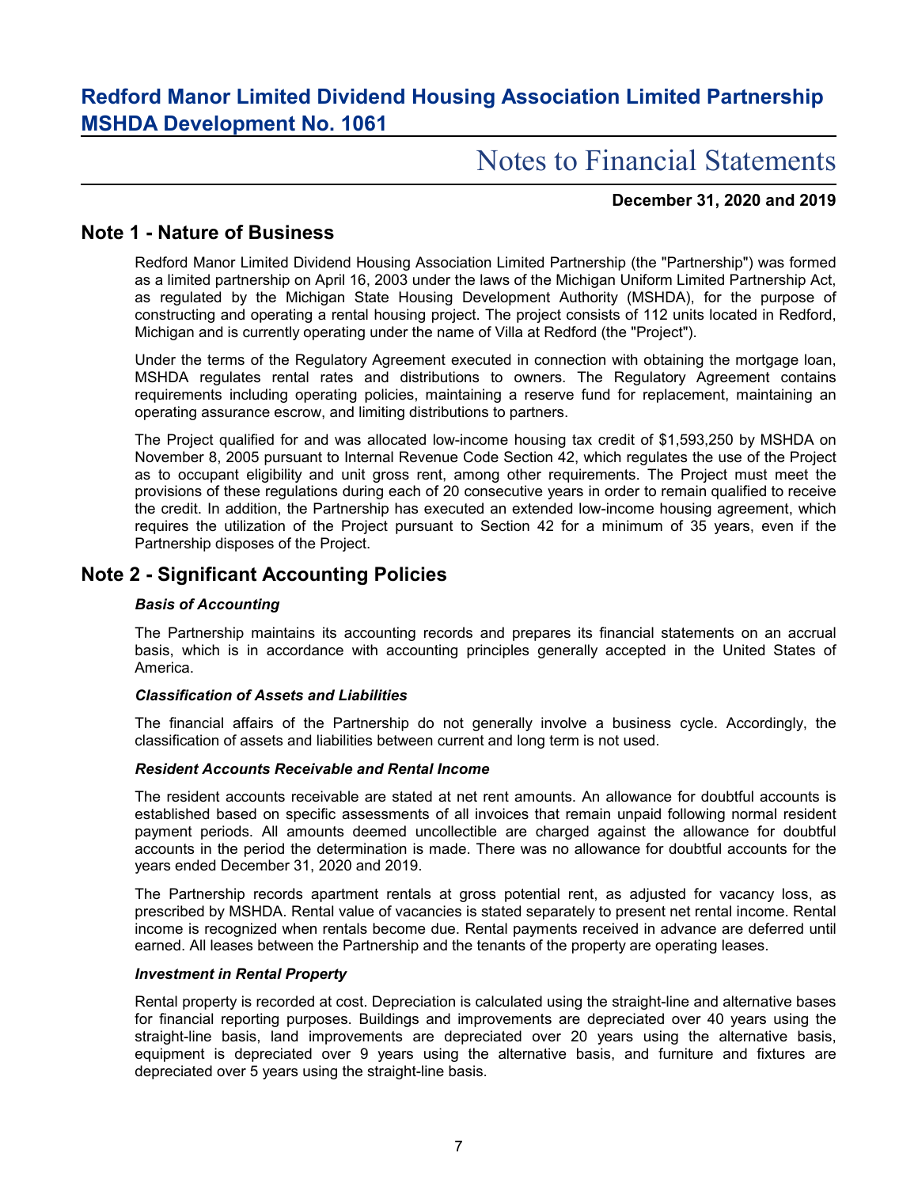# Redford Manor Limited Dividend Housing Association Limited Partnership MSHDA Development No. 1061

## Notes to Financial Statements

**December 31, 2020 and 2019**

## Note 1 - Nature of Business

Redford Manor Limited Dividend Housing Association Limited Partnership (the "Partnership") was formed as a limited partnership on April 16, 2003 under the laws of the Michigan Uniform Limited Partnership Act, as regulated by the Michigan State Housing Development Authority (MSHDA), for the purpose of constructing and operating a rental housing project. The project consists of 112 units located in Redford, Michigan and is currently operating under the name of Villa at Redford (the "Project").

Under the terms of the Regulatory Agreement executed in connection with obtaining the mortgage loan, MSHDA regulates rental rates and distributions to owners. The Regulatory Agreement contains requirements including operating policies, maintaining a reserve fund for replacement, maintaining an operating assurance escrow, and limiting distributions to partners.

The Project qualified for and was allocated low-income housing tax credit of $1,593,250 by MSHDA on November 8, 2005 pursuant to Internal Revenue Code Section 42, which regulates the use of the Project as to occupant eligibility and unit gross rent, among other requirements. The Project must meet the provisions of these regulations during each of 20 consecutive years in order to remain qualified to receive the credit. In addition, the Partnership has executed an extended low-income housing agreement, which requires the utilization of the Project pursuant to Section 42 for a minimum of 35 years, even if the Partnership disposes of the Project.

## Note 2 - Significant Accounting Policies

***Basis of Accounting***

The Partnership maintains its accounting records and prepares its financial statements on an accrual basis, which is in accordance with accounting principles generally accepted in the United States of America.

***Classification of Assets and Liabilities***

The financial affairs of the Partnership do not generally involve a business cycle. Accordingly, the classification of assets and liabilities between current and long term is not used.

***Resident Accounts Receivable and Rental Income***

The resident accounts receivable are stated at net rent amounts. An allowance for doubtful accounts is established based on specific assessments of all invoices that remain unpaid following normal resident payment periods. All amounts deemed uncollectible are charged against the allowance for doubtful accounts in the period the determination is made. There was no allowance for doubtful accounts for the years ended December 31, 2020 and 2019.

The Partnership records apartment rentals at gross potential rent, as adjusted for vacancy loss, as prescribed by MSHDA. Rental value of vacancies is stated separately to present net rental income. Rental income is recognized when rentals become due. Rental payments received in advance are deferred until earned. All leases between the Partnership and the tenants of the property are operating leases.

***Investment in Rental Property***

Rental property is recorded at cost. Depreciation is calculated using the straight-line and alternative bases for financial reporting purposes. Buildings and improvements are depreciated over 40 years using the straight-line basis, land improvements are depreciated over 20 years using the alternative basis, equipment is depreciated over 9 years using the alternative basis, and furniture and fixtures are depreciated over 5 years using the straight-line basis.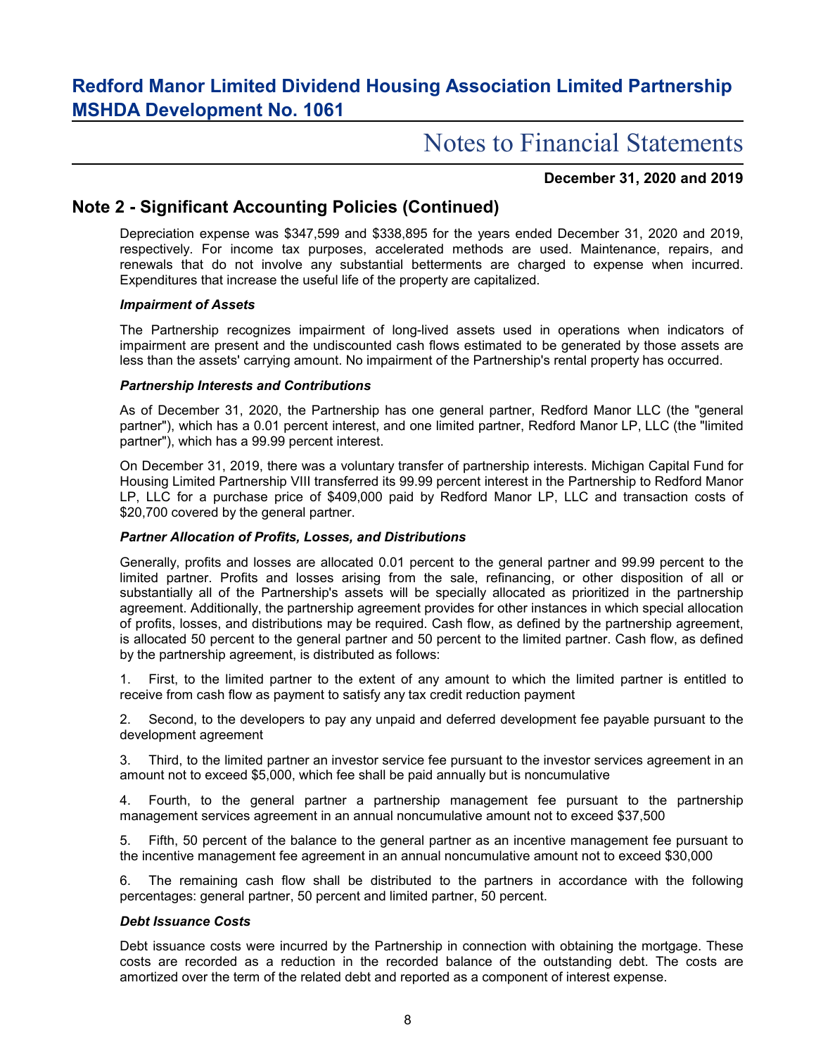## Note 2 - Significant Accounting Policies (Continued)

Depreciation expense was $347,599 and $338,895 for the years ended December 31, 2020 and 2019, respectively. For income tax purposes, accelerated methods are used. Maintenance, repairs, and renewals that do not involve any substantial betterments are charged to expense when incurred. Expenditures that increase the useful life of the property are capitalized.

### *Impairment of Assets*

The Partnership recognizes impairment of long-lived assets used in operations when indicators of impairment are present and the undiscounted cash flows estimated to be generated by those assets are less than the assets' carrying amount. No impairment of the Partnership's rental property has occurred.

### *Partnership Interests and Contributions*

As of December 31, 2020, the Partnership has one general partner, Redford Manor LLC (the "general partner"), which has a 0.01 percent interest, and one limited partner, Redford Manor LP, LLC (the "limited partner"), which has a 99.99 percent interest.

On December 31, 2019, there was a voluntary transfer of partnership interests. Michigan Capital Fund for Housing Limited Partnership VIII transferred its 99.99 percent interest in the Partnership to Redford Manor LP, LLC for a purchase price of $409,000 paid by Redford Manor LP, LLC and transaction costs of $20,700 covered by the general partner.

### *Partner Allocation of Profits, Losses, and Distributions*

Generally, profits and losses are allocated 0.01 percent to the general partner and 99.99 percent to the limited partner. Profits and losses arising from the sale, refinancing, or other disposition of all or substantially all of the Partnership's assets will be specially allocated as prioritized in the partnership agreement. Additionally, the partnership agreement provides for other instances in which special allocation of profits, losses, and distributions may be required. Cash flow, as defined by the partnership agreement, is allocated 50 percent to the general partner and 50 percent to the limited partner. Cash flow, as defined by the partnership agreement, is distributed as follows:

1. First, to the limited partner to the extent of any amount to which the limited partner is entitled to receive from cash flow as payment to satisfy any tax credit reduction payment

2. Second, to the developers to pay any unpaid and deferred development fee payable pursuant to the development agreement

3. Third, to the limited partner an investor service fee pursuant to the investor services agreement in an amount not to exceed $5,000, which fee shall be paid annually but is noncumulative

4. Fourth, to the general partner a partnership management fee pursuant to the partnership management services agreement in an annual noncumulative amount not to exceed $37,500

5. Fifth, 50 percent of the balance to the general partner as an incentive management fee pursuant to the incentive management fee agreement in an annual noncumulative amount not to exceed $30,000

6. The remaining cash flow shall be distributed to the partners in accordance with the following percentages: general partner, 50 percent and limited partner, 50 percent.

### *Debt Issuance Costs*

Debt issuance costs were incurred by the Partnership in connection with obtaining the mortgage. These costs are recorded as a reduction in the recorded balance of the outstanding debt. The costs are amortized over the term of the related debt and reported as a component of interest expense.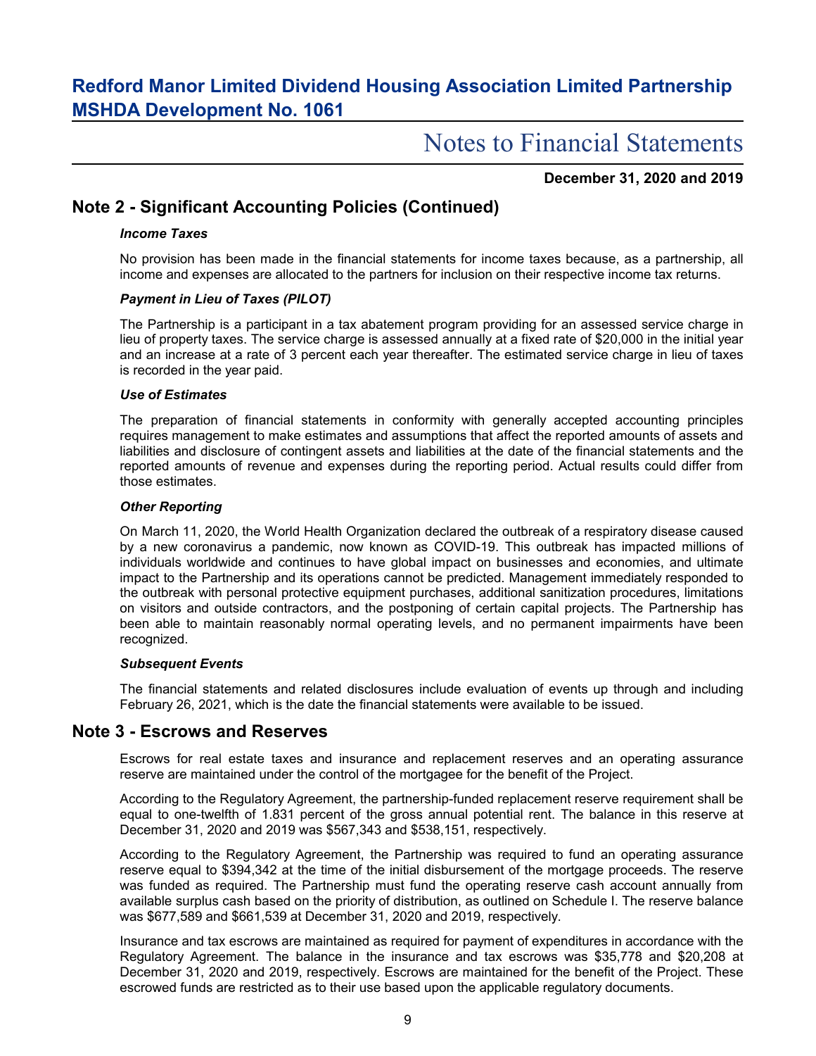# Redford Manor Limited Dividend Housing Association Limited Partnership MSHDA Development No. 1061

## Notes to Financial Statements

**December 31, 2020 and 2019**

## Note 2 - Significant Accounting Policies (Continued)

***Income Taxes***

No provision has been made in the financial statements for income taxes because, as a partnership, all income and expenses are allocated to the partners for inclusion on their respective income tax returns.

***Payment in Lieu of Taxes (PILOT)***

The Partnership is a participant in a tax abatement program providing for an assessed service charge in lieu of property taxes. The service charge is assessed annually at a fixed rate of $20,000 in the initial year and an increase at a rate of 3 percent each year thereafter. The estimated service charge in lieu of taxes is recorded in the year paid.

***Use of Estimates***

The preparation of financial statements in conformity with generally accepted accounting principles requires management to make estimates and assumptions that affect the reported amounts of assets and liabilities and disclosure of contingent assets and liabilities at the date of the financial statements and the reported amounts of revenue and expenses during the reporting period. Actual results could differ from those estimates.

***Other Reporting***

On March 11, 2020, the World Health Organization declared the outbreak of a respiratory disease caused by a new coronavirus a pandemic, now known as COVID-19. This outbreak has impacted millions of individuals worldwide and continues to have global impact on businesses and economies, and ultimate impact to the Partnership and its operations cannot be predicted. Management immediately responded to the outbreak with personal protective equipment purchases, additional sanitization procedures, limitations on visitors and outside contractors, and the postponing of certain capital projects. The Partnership has been able to maintain reasonably normal operating levels, and no permanent impairments have been recognized.

***Subsequent Events***

The financial statements and related disclosures include evaluation of events up through and including February 26, 2021, which is the date the financial statements were available to be issued.

## Note 3 - Escrows and Reserves

Escrows for real estate taxes and insurance and replacement reserves and an operating assurance reserve are maintained under the control of the mortgagee for the benefit of the Project.

According to the Regulatory Agreement, the partnership-funded replacement reserve requirement shall be equal to one-twelfth of 1.831 percent of the gross annual potential rent. The balance in this reserve at December 31, 2020 and 2019 was $567,343 and $538,151, respectively.

According to the Regulatory Agreement, the Partnership was required to fund an operating assurance reserve equal to $394,342 at the time of the initial disbursement of the mortgage proceeds. The reserve was funded as required. The Partnership must fund the operating reserve cash account annually from available surplus cash based on the priority of distribution, as outlined on Schedule I. The reserve balance was $677,589 and $661,539 at December 31, 2020 and 2019, respectively.

Insurance and tax escrows are maintained as required for payment of expenditures in accordance with the Regulatory Agreement. The balance in the insurance and tax escrows was $35,778 and $20,208 at December 31, 2020 and 2019, respectively. Escrows are maintained for the benefit of the Project. These escrowed funds are restricted as to their use based upon the applicable regulatory documents.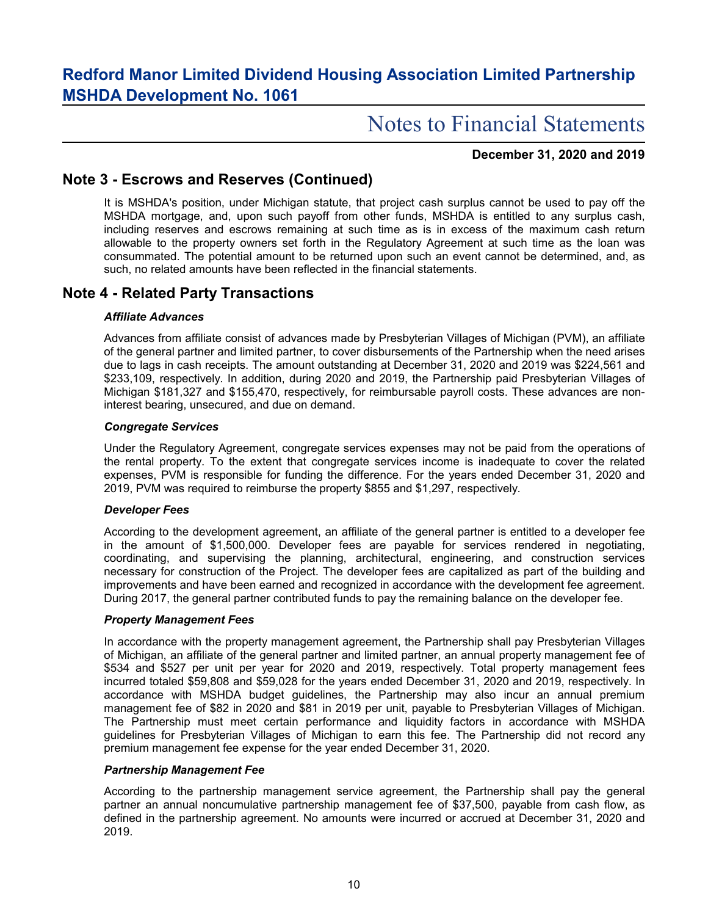# Redford Manor Limited Dividend Housing Association Limited Partnership MSHDA Development No. 1061

## Notes to Financial Statements

**December 31, 2020 and 2019**

## Note 3 - Escrows and Reserves (Continued)

It is MSHDA's position, under Michigan statute, that project cash surplus cannot be used to pay off the MSHDA mortgage, and, upon such payoff from other funds, MSHDA is entitled to any surplus cash, including reserves and escrows remaining at such time as is in excess of the maximum cash return allowable to the property owners set forth in the Regulatory Agreement at such time as the loan was consummated. The potential amount to be returned upon such an event cannot be determined, and, as such, no related amounts have been reflected in the financial statements.

## Note 4 - Related Party Transactions

***Affiliate Advances***

Advances from affiliate consist of advances made by Presbyterian Villages of Michigan (PVM), an affiliate of the general partner and limited partner, to cover disbursements of the Partnership when the need arises due to lags in cash receipts. The amount outstanding at December 31, 2020 and 2019 was $224,561 and $233,109, respectively. In addition, during 2020 and 2019, the Partnership paid Presbyterian Villages of Michigan $181,327 and $155,470, respectively, for reimbursable payroll costs. These advances are non-interest bearing, unsecured, and due on demand.

***Congregate Services***

Under the Regulatory Agreement, congregate services expenses may not be paid from the operations of the rental property. To the extent that congregate services income is inadequate to cover the related expenses, PVM is responsible for funding the difference. For the years ended December 31, 2020 and 2019, PVM was required to reimburse the property $855 and $1,297, respectively.

***Developer Fees***

According to the development agreement, an affiliate of the general partner is entitled to a developer fee in the amount of $1,500,000. Developer fees are payable for services rendered in negotiating, coordinating, and supervising the planning, architectural, engineering, and construction services necessary for construction of the Project. The developer fees are capitalized as part of the building and improvements and have been earned and recognized in accordance with the development fee agreement. During 2017, the general partner contributed funds to pay the remaining balance on the developer fee.

***Property Management Fees***

In accordance with the property management agreement, the Partnership shall pay Presbyterian Villages of Michigan, an affiliate of the general partner and limited partner, an annual property management fee of $534 and $527 per unit per year for 2020 and 2019, respectively. Total property management fees incurred totaled $59,808 and $59,028 for the years ended December 31, 2020 and 2019, respectively. In accordance with MSHDA budget guidelines, the Partnership may also incur an annual premium management fee of $82 in 2020 and $81 in 2019 per unit, payable to Presbyterian Villages of Michigan. The Partnership must meet certain performance and liquidity factors in accordance with MSHDA guidelines for Presbyterian Villages of Michigan to earn this fee. The Partnership did not record any premium management fee expense for the year ended December 31, 2020.

***Partnership Management Fee***

According to the partnership management service agreement, the Partnership shall pay the general partner an annual noncumulative partnership management fee of $37,500, payable from cash flow, as defined in the partnership agreement. No amounts were incurred or accrued at December 31, 2020 and 2019.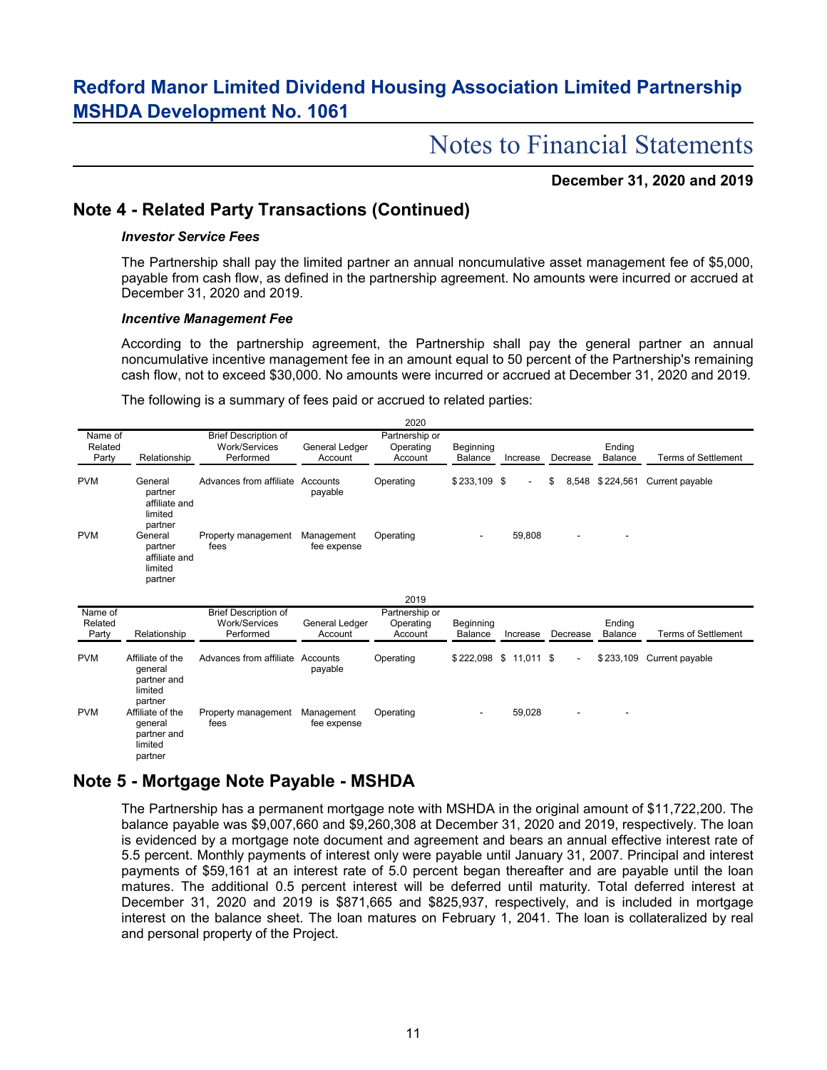# Redford Manor Limited Dividend Housing Association Limited Partnership MSHDA Development No. 1061

## Notes to Financial Statements

**December 31, 2020 and 2019**

## Note 4 - Related Party Transactions (Continued)

### *Investor Service Fees*

The Partnership shall pay the limited partner an annual noncumulative asset management fee of $5,000, payable from cash flow, as defined in the partnership agreement. No amounts were incurred or accrued at December 31, 2020 and 2019.

### *Incentive Management Fee*

According to the partnership agreement, the Partnership shall pay the general partner an annual noncumulative incentive management fee in an amount equal to 50 percent of the Partnership's remaining cash flow, not to exceed $30,000. No amounts were incurred or accrued at December 31, 2020 and 2019.

The following is a summary of fees paid or accrued to related parties:

**2020**

| Name of Related Party | Relationship | Brief Description of Work/Services Performed | General Ledger Account | Partnership or Operating Account | Beginning Balance | Increase | Decrease | Ending Balance | Terms of Settlement |
|---|---|---|---|---|---|---|---|---|---|
| PVM | General partner affiliate and limited partner | Advances from affiliate | Accounts payable | Operating | $ 233,109 | $ - | $ 8,548 | $ 224,561 | Current payable |
| PVM | General partner affiliate and limited partner | Property management fees | Management fee expense | Operating | - | 59,808 | - | - | |

**2019**

| Name of Related Party | Relationship | Brief Description of Work/Services Performed | General Ledger Account | Partnership or Operating Account | Beginning Balance | Increase | Decrease | Ending Balance | Terms of Settlement |
|---|---|---|---|---|---|---|---|---|---|
| PVM | Affiliate of the general partner and limited partner | Advances from affiliate | Accounts payable | Operating | $ 222,098 | $ 11,011 | $ - | $ 233,109 | Current payable |
| PVM | Affiliate of the general partner and limited partner | Property management fees | Management fee expense | Operating | - | 59,028 | - | - | |

## Note 5 - Mortgage Note Payable - MSHDA

The Partnership has a permanent mortgage note with MSHDA in the original amount of $11,722,200. The balance payable was $9,007,660 and $9,260,308 at December 31, 2020 and 2019, respectively. The loan is evidenced by a mortgage note document and agreement and bears an annual effective interest rate of 5.5 percent. Monthly payments of interest only were payable until January 31, 2007. Principal and interest payments of $59,161 at an interest rate of 5.0 percent began thereafter and are payable until the loan matures. The additional 0.5 percent interest will be deferred until maturity. Total deferred interest at December 31, 2020 and 2019 is $871,665 and $825,937, respectively, and is included in mortgage interest on the balance sheet. The loan matures on February 1, 2041. The loan is collateralized by real and personal property of the Project.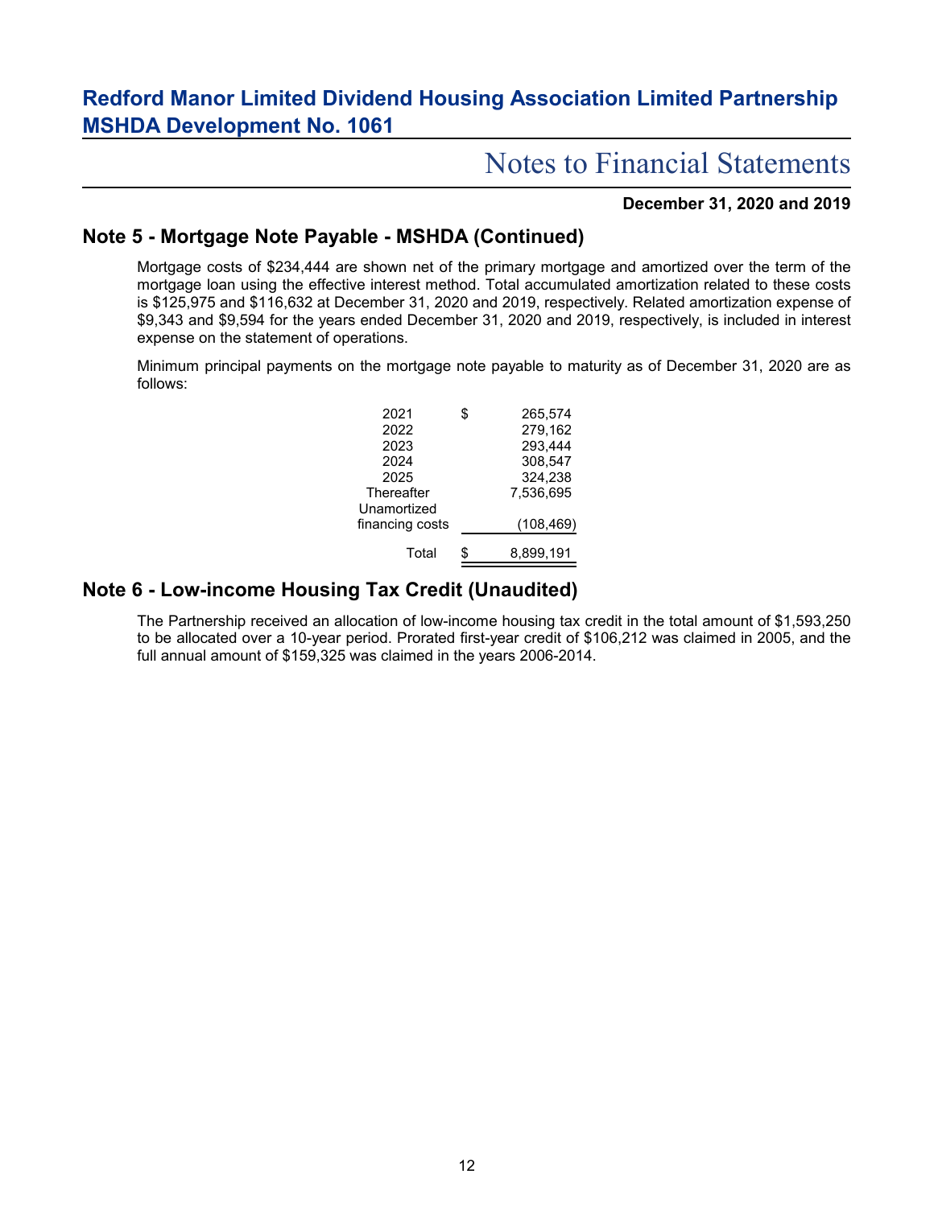## Note 5 - Mortgage Note Payable - MSHDA (Continued)

Mortgage costs of $234,444 are shown net of the primary mortgage and amortized over the term of the mortgage loan using the effective interest method. Total accumulated amortization related to these costs is $125,975 and $116,632 at December 31, 2020 and 2019, respectively. Related amortization expense of $9,343 and $9,594 for the years ended December 31, 2020 and 2019, respectively, is included in interest expense on the statement of operations.

Minimum principal payments on the mortgage note payable to maturity as of December 31, 2020 are as follows:

| | | |
|---|---|---|
| 2021 | $ | 265,574 |
| 2022 | | 279,162 |
| 2023 | | 293,444 |
| 2024 | | 308,547 |
| 2025 | | 324,238 |
| Thereafter | | 7,536,695 |
| Unamortized financing costs | | (108,469) |
| Total | $ | 8,899,191 |

## Note 6 - Low-income Housing Tax Credit (Unaudited)

The Partnership received an allocation of low-income housing tax credit in the total amount of $1,593,250 to be allocated over a 10-year period. Prorated first-year credit of $106,212 was claimed in 2005, and the full annual amount of $159,325 was claimed in the years 2006-2014.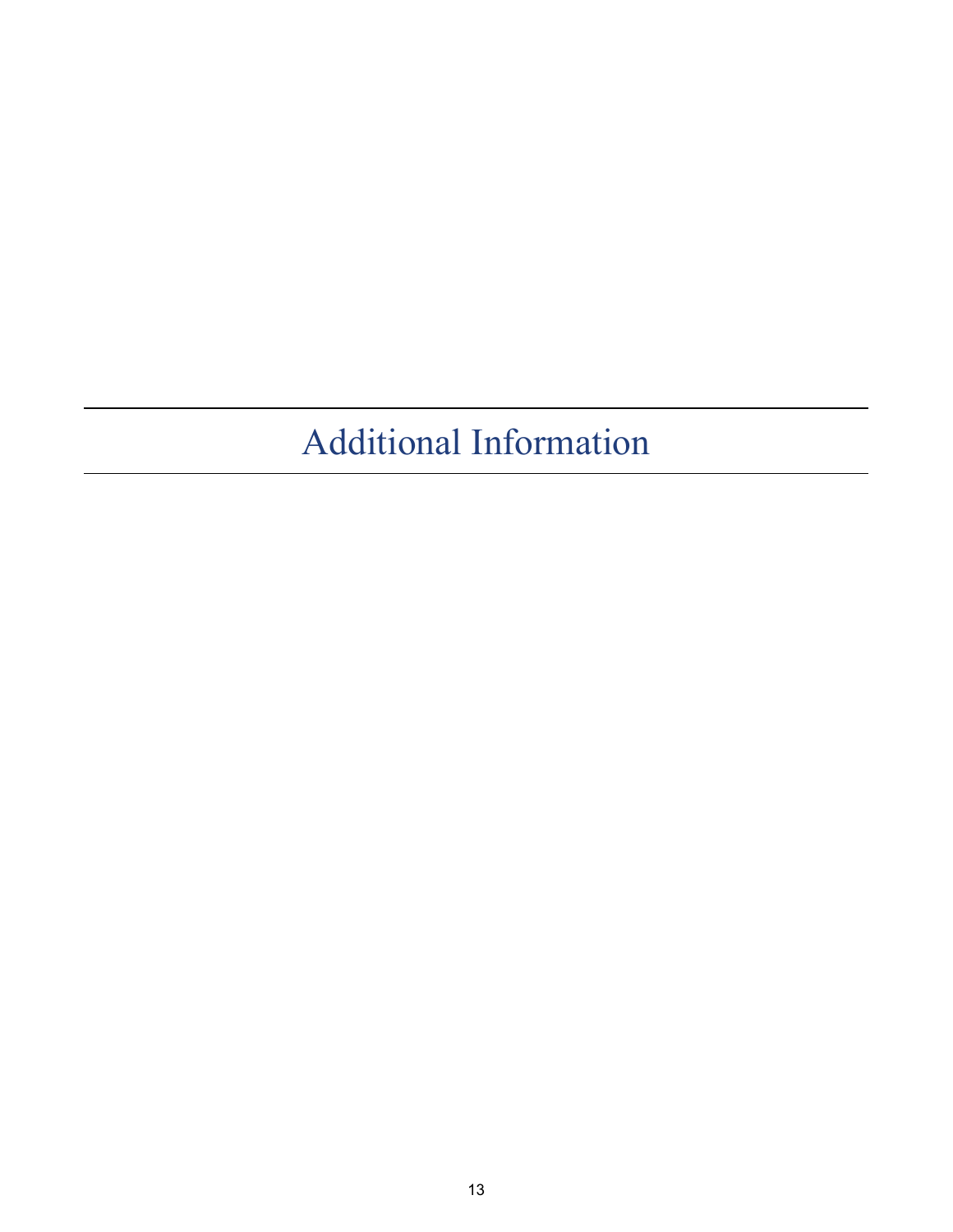# Additional Information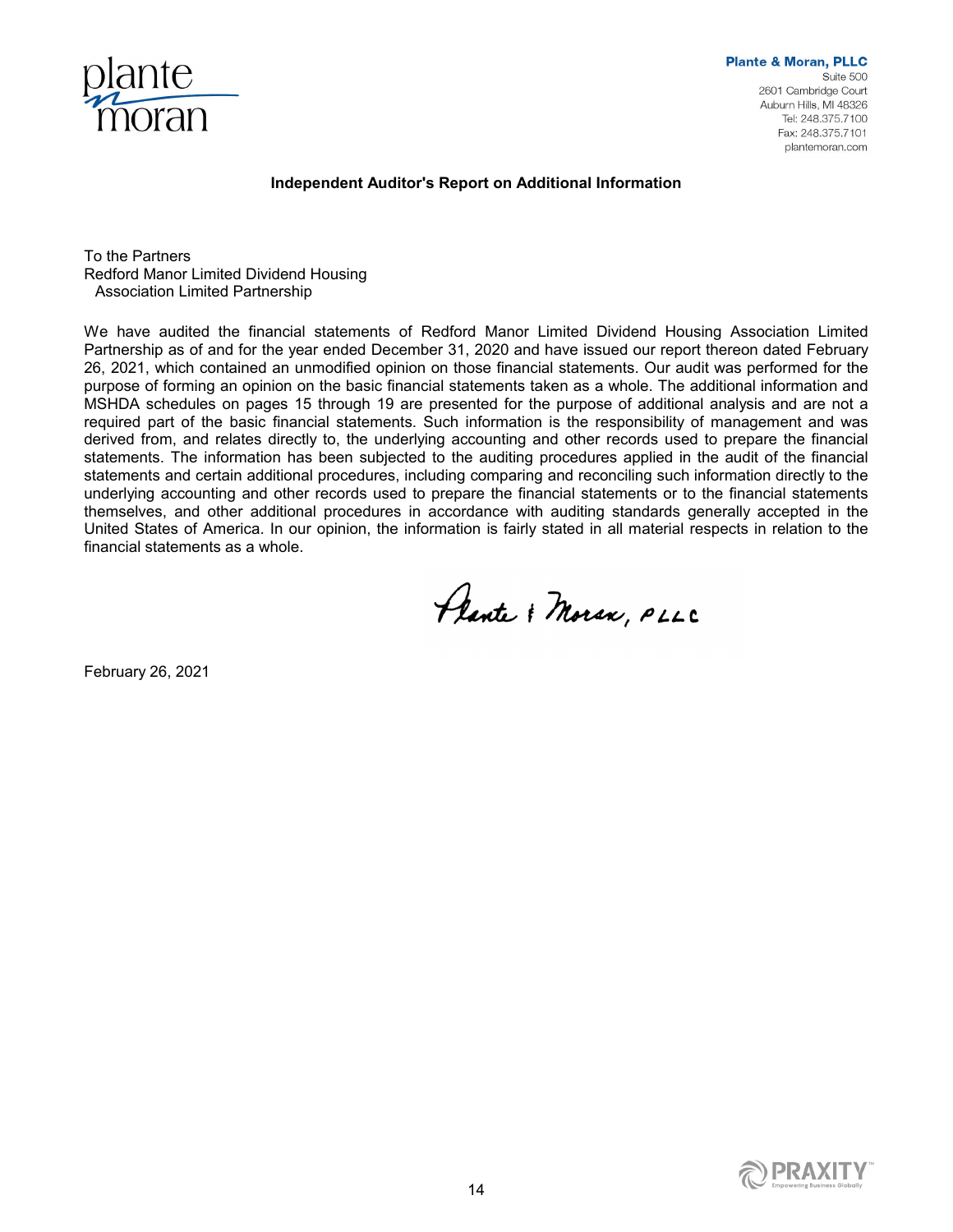**Plante & Moran, PLLC**
Suite 500
2601 Cambridge Court
Auburn Hills, MI 48326
Tel: 248.375.7100
Fax: 248.375.7101
plantemoran.com

## Independent Auditor's Report on Additional Information

To the Partners
Redford Manor Limited Dividend Housing
Association Limited Partnership

We have audited the financial statements of Redford Manor Limited Dividend Housing Association Limited Partnership as of and for the year ended December 31, 2020 and have issued our report thereon dated February 26, 2021, which contained an unmodified opinion on those financial statements. Our audit was performed for the purpose of forming an opinion on the basic financial statements taken as a whole. The additional information and MSHDA schedules on pages 15 through 19 are presented for the purpose of additional analysis and are not a required part of the basic financial statements. Such information is the responsibility of management and was derived from, and relates directly to, the underlying accounting and other records used to prepare the financial statements. The information has been subjected to the auditing procedures applied in the audit of the financial statements and certain additional procedures, including comparing and reconciling such information directly to the underlying accounting and other records used to prepare the financial statements or to the financial statements themselves, and other additional procedures in accordance with auditing standards generally accepted in the United States of America. In our opinion, the information is fairly stated in all material respects in relation to the financial statements as a whole.

Plante & Moran, PLLC

February 26, 2021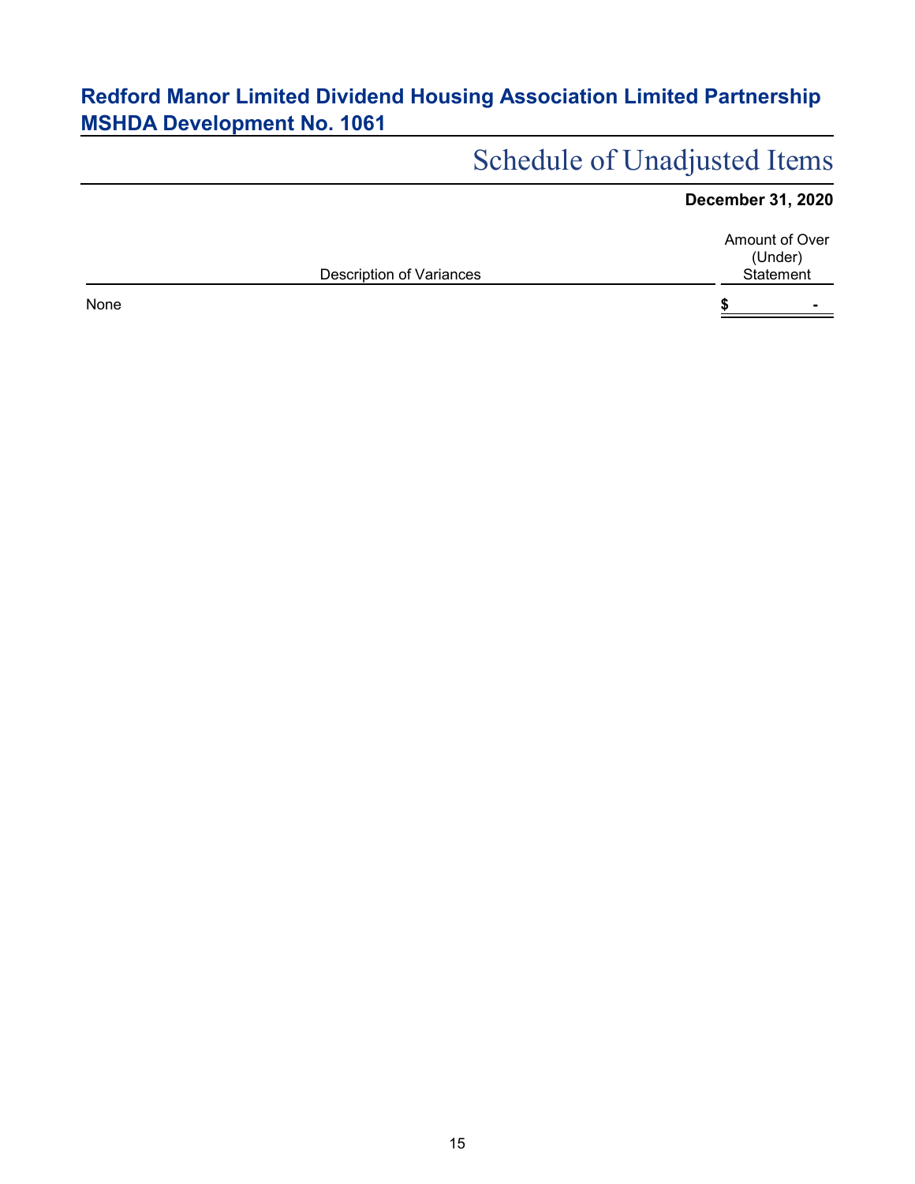# Redford Manor Limited Dividend Housing Association Limited Partnership
# MSHDA Development No. 1061

## Schedule of Unadjusted Items

**December 31, 2020**

| Description of Variances | Amount of Over (Under) Statement |
|---|---|
| None | $ - |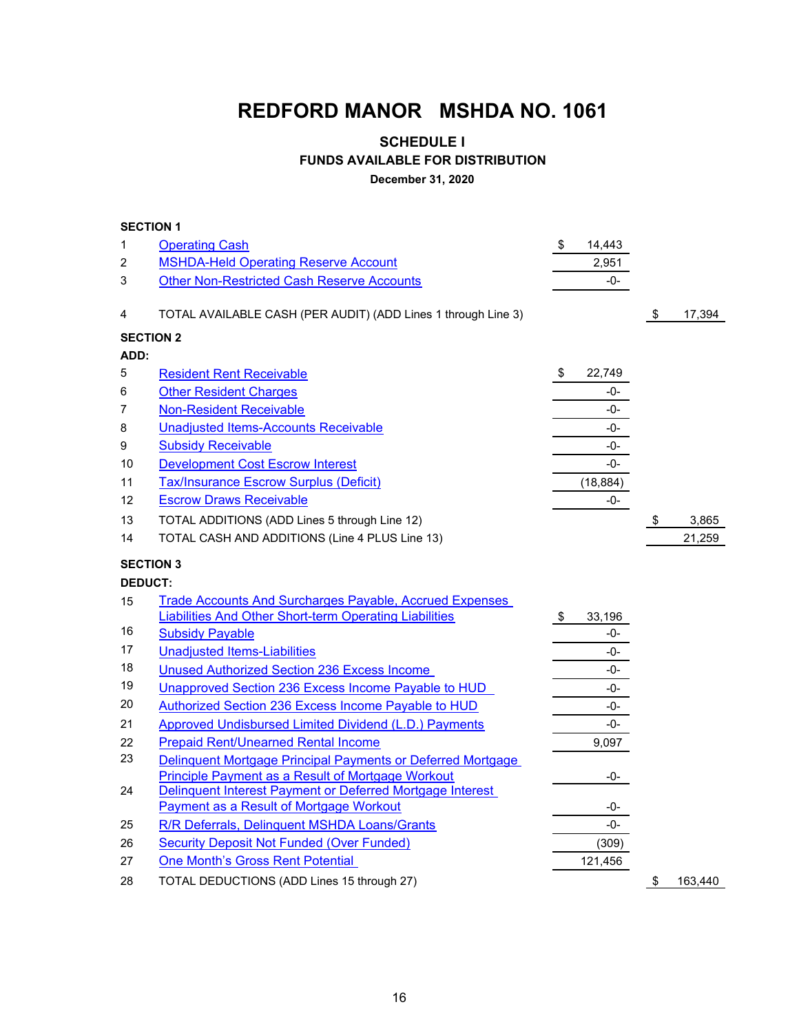# REDFORD MANOR MSHDA NO. 1061

## SCHEDULE I

### FUNDS AVAILABLE FOR DISTRIBUTION

**December 31, 2020**

**SECTION 1**

| | | | |
|---|---|---|---|
| 1 | Operating Cash | $ 14,443 | |
| 2 | MSHDA-Held Operating Reserve Account | 2,951 | |
| 3 | Other Non-Restricted Cash Reserve Accounts | -0- | |
| 4 | TOTAL AVAILABLE CASH (PER AUDIT) (ADD Lines 1 through Line 3) | | $ 17,394 |

**SECTION 2**

**ADD:**

| | | | |
|---|---|---|---|
| 5 | Resident Rent Receivable | $ 22,749 | |
| 6 | Other Resident Charges | -0- | |
| 7 | Non-Resident Receivable | -0- | |
| 8 | Unadjusted Items-Accounts Receivable | -0- | |
| 9 | Subsidy Receivable | -0- | |
| 10 | Development Cost Escrow Interest | -0- | |
| 11 | Tax/Insurance Escrow Surplus (Deficit) | (18,884) | |
| 12 | Escrow Draws Receivable | -0- | |
| 13 | TOTAL ADDITIONS (ADD Lines 5 through Line 12) | | $ 3,865 |
| 14 | TOTAL CASH AND ADDITIONS (Line 4 PLUS Line 13) | | 21,259 |

**SECTION 3**

**DEDUCT:**

| | | | |
|---|---|---|---|
| 15 | Trade Accounts And Surcharges Payable, Accrued Expenses Liabilities And Other Short-term Operating Liabilities | $ 33,196 | |
| 16 | Subsidy Payable | -0- | |
| 17 | Unadjusted Items-Liabilities | -0- | |
| 18 | Unused Authorized Section 236 Excess Income | -0- | |
| 19 | Unapproved Section 236 Excess Income Payable to HUD | -0- | |
| 20 | Authorized Section 236 Excess Income Payable to HUD | -0- | |
| 21 | Approved Undisbursed Limited Dividend (L.D.) Payments | -0- | |
| 22 | Prepaid Rent/Unearned Rental Income | 9,097 | |
| 23 | Delinquent Mortgage Principal Payments or Deferred Mortgage Principle Payment as a Result of Mortgage Workout | -0- | |
| 24 | Delinquent Interest Payment or Deferred Mortgage Interest Payment as a Result of Mortgage Workout | -0- | |
| 25 | R/R Deferrals, Delinquent MSHDA Loans/Grants | -0- | |
| 26 | Security Deposit Not Funded (Over Funded) | (309) | |
| 27 | One Month's Gross Rent Potential | 121,456 | |
| 28 | TOTAL DEDUCTIONS (ADD Lines 15 through 27) | | $ 163,440 |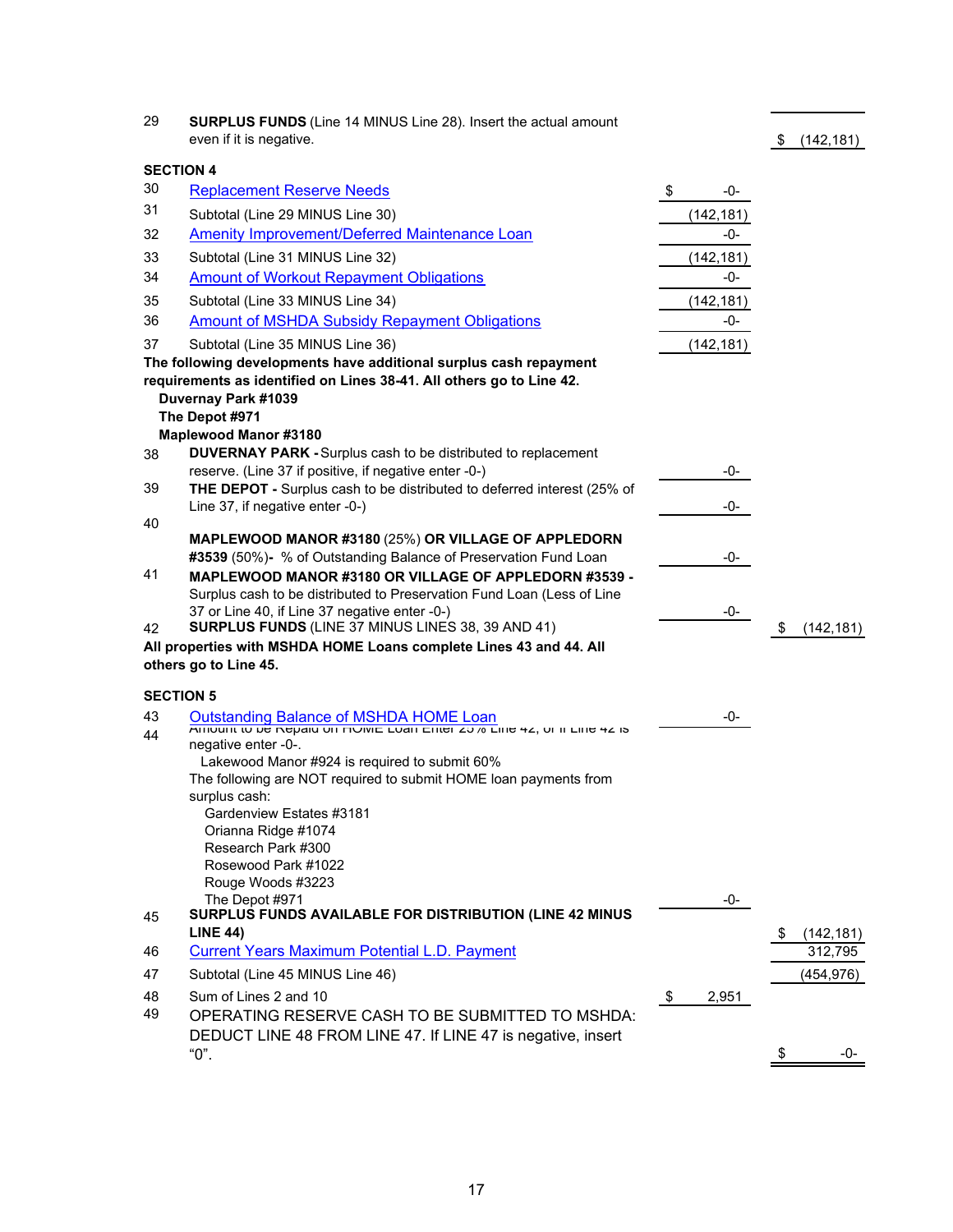| Line | Description | Amount | Total |
|---|---|---|---|
| 29 | **SURPLUS FUNDS** (Line 14 MINUS Line 28). Insert the actual amount even if it is negative. | | $ (142,181) |
| | **SECTION 4** | | |
| 30 | Replacement Reserve Needs | $ -0- | |
| 31 | Subtotal (Line 29 MINUS Line 30) | (142,181) | |
| 32 | Amenity Improvement/Deferred Maintenance Loan | -0- | |
| 33 | Subtotal (Line 31 MINUS Line 32) | (142,181) | |
| 34 | Amount of Workout Repayment Obligations | -0- | |
| 35 | Subtotal (Line 33 MINUS Line 34) | (142,181) | |
| 36 | Amount of MSHDA Subsidy Repayment Obligations | -0- | |
| 37 | Subtotal (Line 35 MINUS Line 36) | (142,181) | |
| | **The following developments have additional surplus cash repayment requirements as identified on Lines 38-41. All others go to Line 42.**<br>**Duvernay Park #1039**<br>**The Depot #971**<br>**Maplewood Manor #3180** | | |
| 38 | **DUVERNAY PARK -** Surplus cash to be distributed to replacement reserve. (Line 37 if positive, if negative enter -0-) | -0- | |
| 39 | **THE DEPOT -** Surplus cash to be distributed to deferred interest (25% of Line 37, if negative enter -0-) | -0- | |
| 40 | **MAPLEWOOD MANOR #3180** (25%) **OR VILLAGE OF APPLEDORN #3539** (50%)- % of Outstanding Balance of Preservation Fund Loan | -0- | |
| 41 | **MAPLEWOOD MANOR #3180 OR VILLAGE OF APPLEDORN #3539 -** Surplus cash to be distributed to Preservation Fund Loan (Less of Line 37 or Line 40, if Line 37 negative enter -0-) | -0- | |
| 42 | **SURPLUS FUNDS** (LINE 37 MINUS LINES 38, 39 AND 41) | | $ (142,181) |
| | **All properties with MSHDA HOME Loans complete Lines 43 and 44. All others go to Line 45.** | | |
| | **SECTION 5** | | |
| 43 | Outstanding Balance of MSHDA HOME Loan | -0- | |
| 44 | Amount to be Repaid on HOME Loan Enter 25% Line 42, or if Line 42 is negative enter -0-.<br>Lakewood Manor #924 is required to submit 60%<br>The following are NOT required to submit HOME loan payments from surplus cash:<br>Gardenview Estates #3181<br>Orianna Ridge #1074<br>Research Park #300<br>Rosewood Park #1022<br>Rouge Woods #3223<br>The Depot #971 | -0- | |
| 45 | **SURPLUS FUNDS AVAILABLE FOR DISTRIBUTION (LINE 42 MINUS LINE 44)** | | $ (142,181) |
| 46 | Current Years Maximum Potential L.D. Payment | | 312,795 |
| 47 | Subtotal (Line 45 MINUS Line 46) | | (454,976) |
| 48 | Sum of Lines 2 and 10 | $ 2,951 | |
| 49 | OPERATING RESERVE CASH TO BE SUBMITTED TO MSHDA: DEDUCT LINE 48 FROM LINE 47. If LINE 47 is negative, insert "0". | | $ -0- |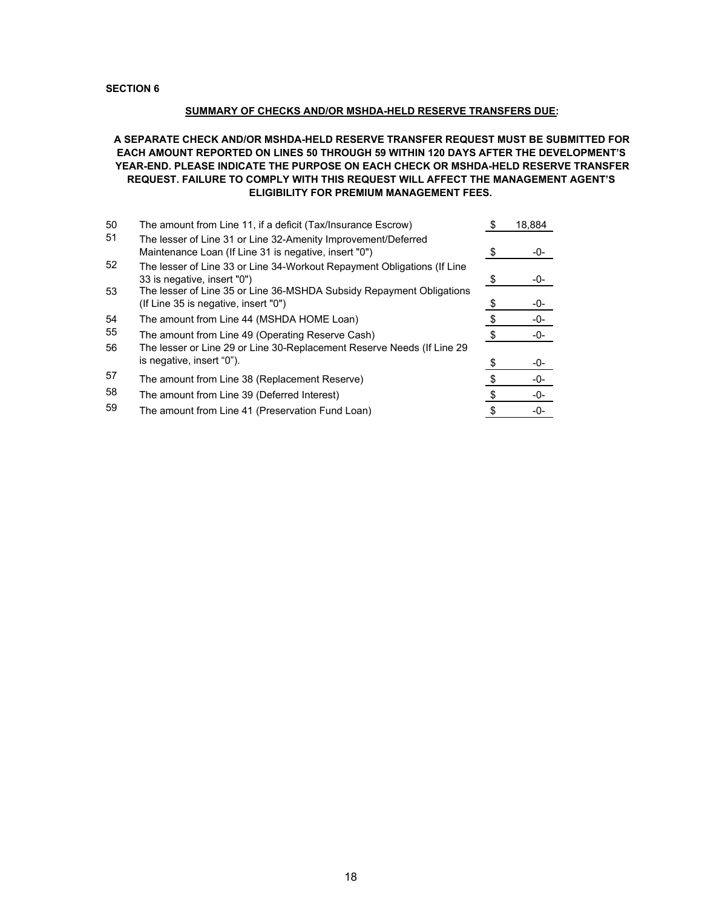**SECTION 6**

**SUMMARY OF CHECKS AND/OR MSHDA-HELD RESERVE TRANSFERS DUE:**

**A SEPARATE CHECK AND/OR MSHDA-HELD RESERVE TRANSFER REQUEST MUST BE SUBMITTED FOR EACH AMOUNT REPORTED ON LINES 50 THROUGH 59 WITHIN 120 DAYS AFTER THE DEVELOPMENT'S YEAR-END. PLEASE INDICATE THE PURPOSE ON EACH CHECK OR MSHDA-HELD RESERVE TRANSFER REQUEST. FAILURE TO COMPLY WITH THIS REQUEST WILL AFFECT THE MANAGEMENT AGENT'S ELIGIBILITY FOR PREMIUM MANAGEMENT FEES.**

| | | | |
|---|---|---|---|
| 50 | The amount from Line 11, if a deficit (Tax/Insurance Escrow) | $ | 18,884 |
| 51 | The lesser of Line 31 or Line 32-Amenity Improvement/Deferred Maintenance Loan (If Line 31 is negative, insert "0") | $ | -0- |
| 52 | The lesser of Line 33 or Line 34-Workout Repayment Obligations (If Line 33 is negative, insert "0") | $ | -0- |
| 53 | The lesser of Line 35 or Line 36-MSHDA Subsidy Repayment Obligations (If Line 35 is negative, insert "0") | $ | -0- |
| 54 | The amount from Line 44 (MSHDA HOME Loan) | $ | -0- |
| 55 | The amount from Line 49 (Operating Reserve Cash) | $ | -0- |
| 56 | The lesser or Line 29 or Line 30-Replacement Reserve Needs (If Line 29 is negative, insert "0"). | $ | -0- |
| 57 | The amount from Line 38 (Replacement Reserve) | $ | -0- |
| 58 | The amount from Line 39 (Deferred Interest) | $ | -0- |
| 59 | The amount from Line 41 (Preservation Fund Loan) | $ | -0- |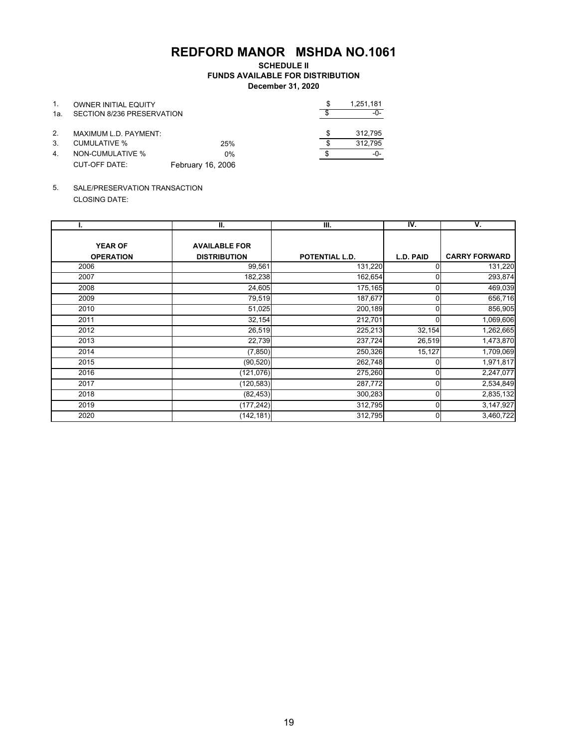# REDFORD MANOR MSHDA NO.1061

**SCHEDULE II**
**FUNDS AVAILABLE FOR DISTRIBUTION**
**December 31, 2020**

| | | | |
|---|---|---|---|
| 1. | OWNER INITIAL EQUITY | | $ 1,251,181 |
| 1a. | SECTION 8/236 PRESERVATION | | $ -0- |
| 2. | MAXIMUM L.D. PAYMENT: | | $ 312,795 |
| 3. | CUMULATIVE % | 25% | $ 312,795 |
| 4. | NON-CUMULATIVE % | 0% | $ -0- |
| | CUT-OFF DATE: | February 16, 2006 | |

5. SALE/PRESERVATION TRANSACTION
   CLOSING DATE:

| I. | II. | III. | IV. | V. |
|---|---|---|---|---|
| **YEAR OF OPERATION** | **AVAILABLE FOR DISTRIBUTION** | **POTENTIAL L.D.** | **L.D. PAID** | **CARRY FORWARD** |
| 2006 | 99,561 | 131,220 | 0 | 131,220 |
| 2007 | 182,238 | 162,654 | 0 | 293,874 |
| 2008 | 24,605 | 175,165 | 0 | 469,039 |
| 2009 | 79,519 | 187,677 | 0 | 656,716 |
| 2010 | 51,025 | 200,189 | 0 | 856,905 |
| 2011 | 32,154 | 212,701 | 0 | 1,069,606 |
| 2012 | 26,519 | 225,213 | 32,154 | 1,262,665 |
| 2013 | 22,739 | 237,724 | 26,519 | 1,473,870 |
| 2014 | (7,850) | 250,326 | 15,127 | 1,709,069 |
| 2015 | (90,520) | 262,748 | 0 | 1,971,817 |
| 2016 | (121,076) | 275,260 | 0 | 2,247,077 |
| 2017 | (120,583) | 287,772 | 0 | 2,534,849 |
| 2018 | (82,453) | 300,283 | 0 | 2,835,132 |
| 2019 | (177,242) | 312,795 | 0 | 3,147,927 |
| 2020 | (142,181) | 312,795 | 0 | 3,460,722 |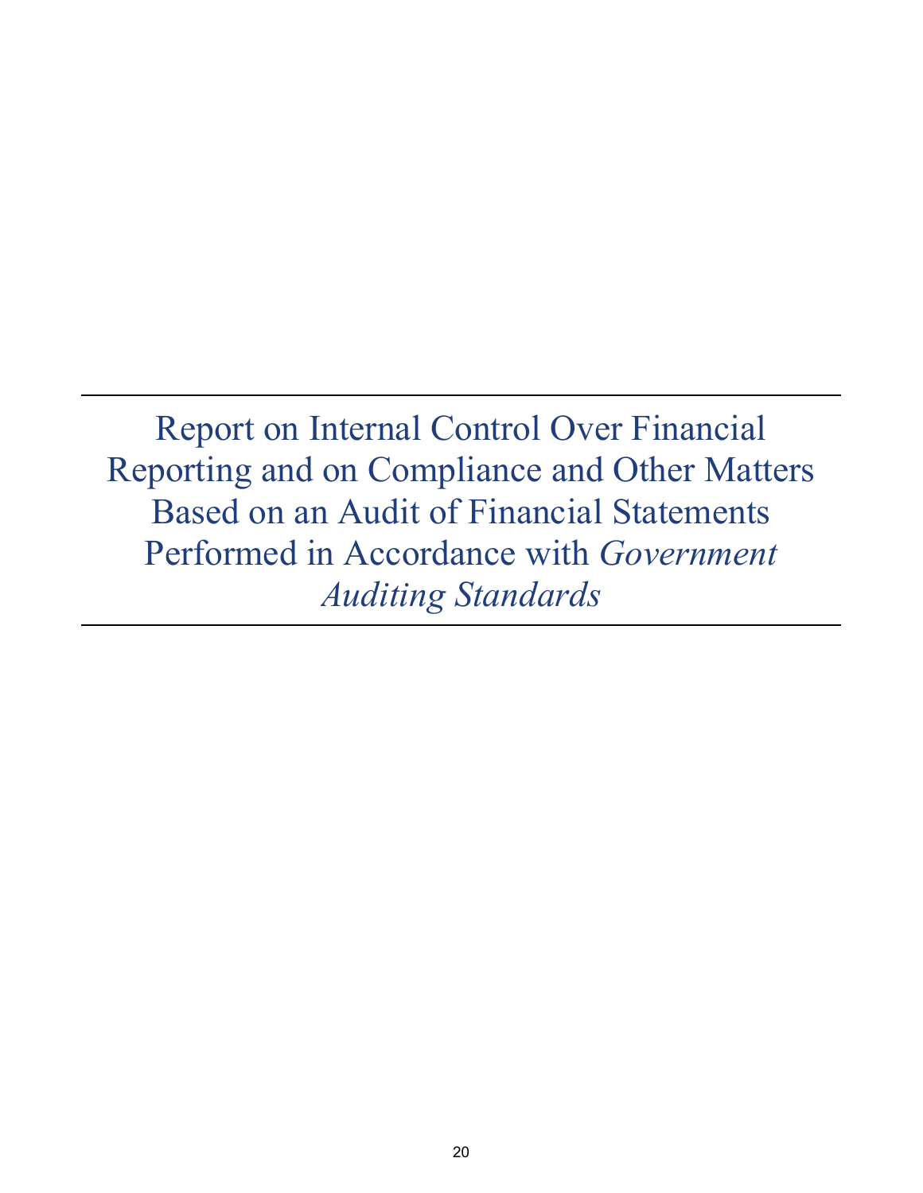# Report on Internal Control Over Financial Reporting and on Compliance and Other Matters Based on an Audit of Financial Statements Performed in Accordance with *Government Auditing Standards*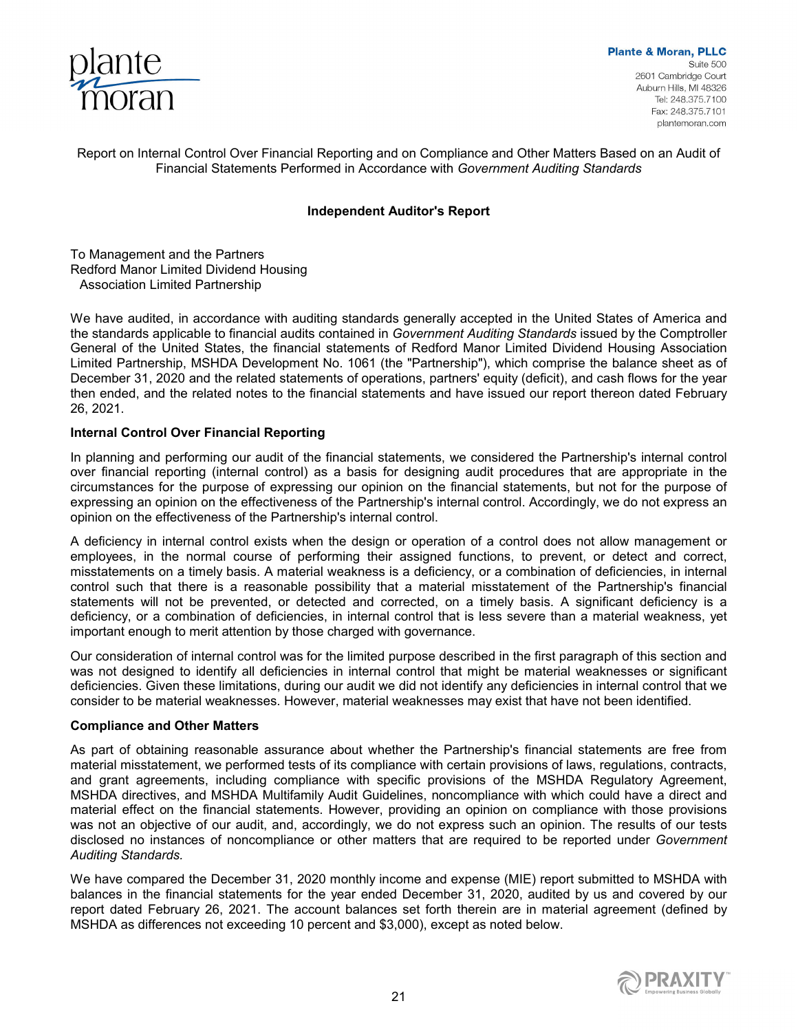Plante & Moran, PLLC
Suite 500
2601 Cambridge Court
Auburn Hills, MI 48326
Tel: 248.375.7100
Fax: 248.375.7101
plantemoran.com

Report on Internal Control Over Financial Reporting and on Compliance and Other Matters Based on an Audit of Financial Statements Performed in Accordance with *Government Auditing Standards*

## Independent Auditor's Report

To Management and the Partners
Redford Manor Limited Dividend Housing
Association Limited Partnership

We have audited, in accordance with auditing standards generally accepted in the United States of America and the standards applicable to financial audits contained in *Government Auditing Standards* issued by the Comptroller General of the United States, the financial statements of Redford Manor Limited Dividend Housing Association Limited Partnership, MSHDA Development No. 1061 (the "Partnership"), which comprise the balance sheet as of December 31, 2020 and the related statements of operations, partners' equity (deficit), and cash flows for the year then ended, and the related notes to the financial statements and have issued our report thereon dated February 26, 2021.

### Internal Control Over Financial Reporting

In planning and performing our audit of the financial statements, we considered the Partnership's internal control over financial reporting (internal control) as a basis for designing audit procedures that are appropriate in the circumstances for the purpose of expressing our opinion on the financial statements, but not for the purpose of expressing an opinion on the effectiveness of the Partnership's internal control. Accordingly, we do not express an opinion on the effectiveness of the Partnership's internal control.

A deficiency in internal control exists when the design or operation of a control does not allow management or employees, in the normal course of performing their assigned functions, to prevent, or detect and correct, misstatements on a timely basis. A material weakness is a deficiency, or a combination of deficiencies, in internal control such that there is a reasonable possibility that a material misstatement of the Partnership's financial statements will not be prevented, or detected and corrected, on a timely basis. A significant deficiency is a deficiency, or a combination of deficiencies, in internal control that is less severe than a material weakness, yet important enough to merit attention by those charged with governance.

Our consideration of internal control was for the limited purpose described in the first paragraph of this section and was not designed to identify all deficiencies in internal control that might be material weaknesses or significant deficiencies. Given these limitations, during our audit we did not identify any deficiencies in internal control that we consider to be material weaknesses. However, material weaknesses may exist that have not been identified.

### Compliance and Other Matters

As part of obtaining reasonable assurance about whether the Partnership's financial statements are free from material misstatement, we performed tests of its compliance with certain provisions of laws, regulations, contracts, and grant agreements, including compliance with specific provisions of the MSHDA Regulatory Agreement, MSHDA directives, and MSHDA Multifamily Audit Guidelines, noncompliance with which could have a direct and material effect on the financial statements. However, providing an opinion on compliance with those provisions was not an objective of our audit, and, accordingly, we do not express such an opinion. The results of our tests disclosed no instances of noncompliance or other matters that are required to be reported under *Government Auditing Standards.*

We have compared the December 31, 2020 monthly income and expense (MIE) report submitted to MSHDA with balances in the financial statements for the year ended December 31, 2020, audited by us and covered by our report dated February 26, 2021. The account balances set forth therein are in material agreement (defined by MSHDA as differences not exceeding 10 percent and $3,000), except as noted below.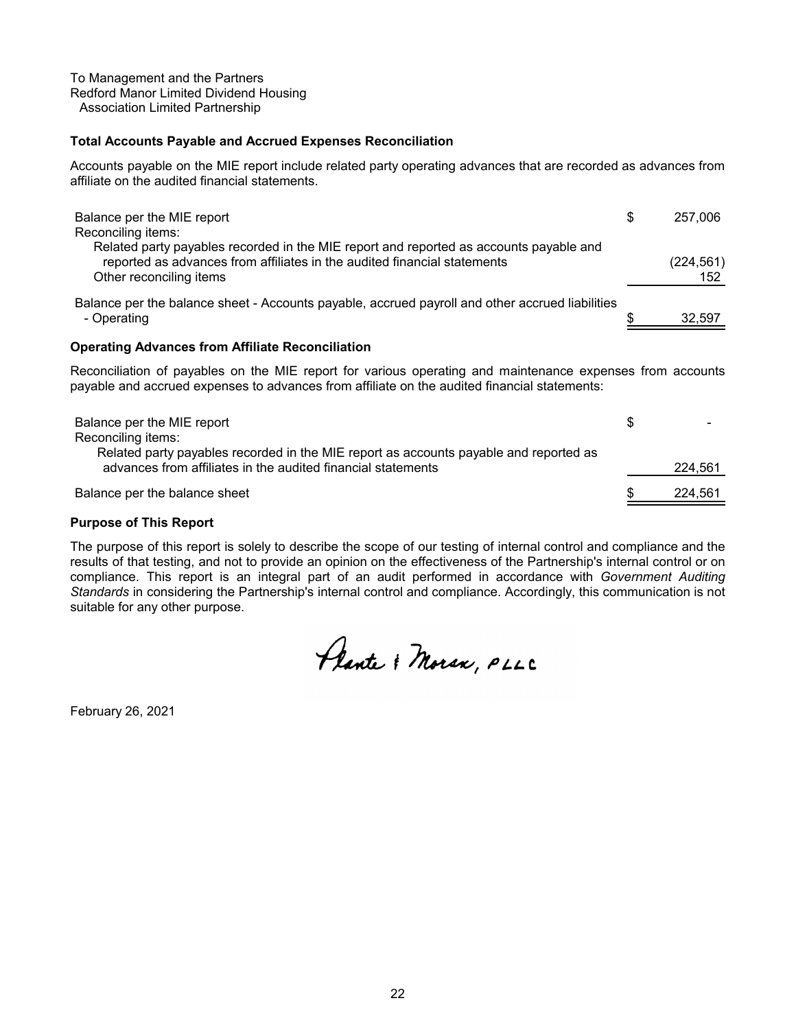To Management and the Partners
Redford Manor Limited Dividend Housing
Association Limited Partnership

### Total Accounts Payable and Accrued Expenses Reconciliation

Accounts payable on the MIE report include related party operating advances that are recorded as advances from affiliate on the audited financial statements.

| | | |
|---|---|---|
| Balance per the MIE report | $ | 257,006 |
| Reconciling items: | | |
| Related party payables recorded in the MIE report and reported as accounts payable and reported as advances from affiliates in the audited financial statements | | (224,561) |
| Other reconciling items | | 152 |
| Balance per the balance sheet - Accounts payable, accrued payroll and other accrued liabilities - Operating | $ | 32,597 |

### Operating Advances from Affiliate Reconciliation

Reconciliation of payables on the MIE report for various operating and maintenance expenses from accounts payable and accrued expenses to advances from affiliate on the audited financial statements:

| | | |
|---|---|---|
| Balance per the MIE report | $ | - |
| Reconciling items: | | |
| Related party payables recorded in the MIE report as accounts payable and reported as advances from affiliates in the audited financial statements | | 224,561 |
| Balance per the balance sheet | $ | 224,561 |

### Purpose of This Report

The purpose of this report is solely to describe the scope of our testing of internal control and compliance and the results of that testing, and not to provide an opinion on the effectiveness of the Partnership's internal control or on compliance. This report is an integral part of an audit performed in accordance with *Government Auditing Standards* in considering the Partnership's internal control and compliance. Accordingly, this communication is not suitable for any other purpose.

Plante & Moran, PLLC

February 26, 2021